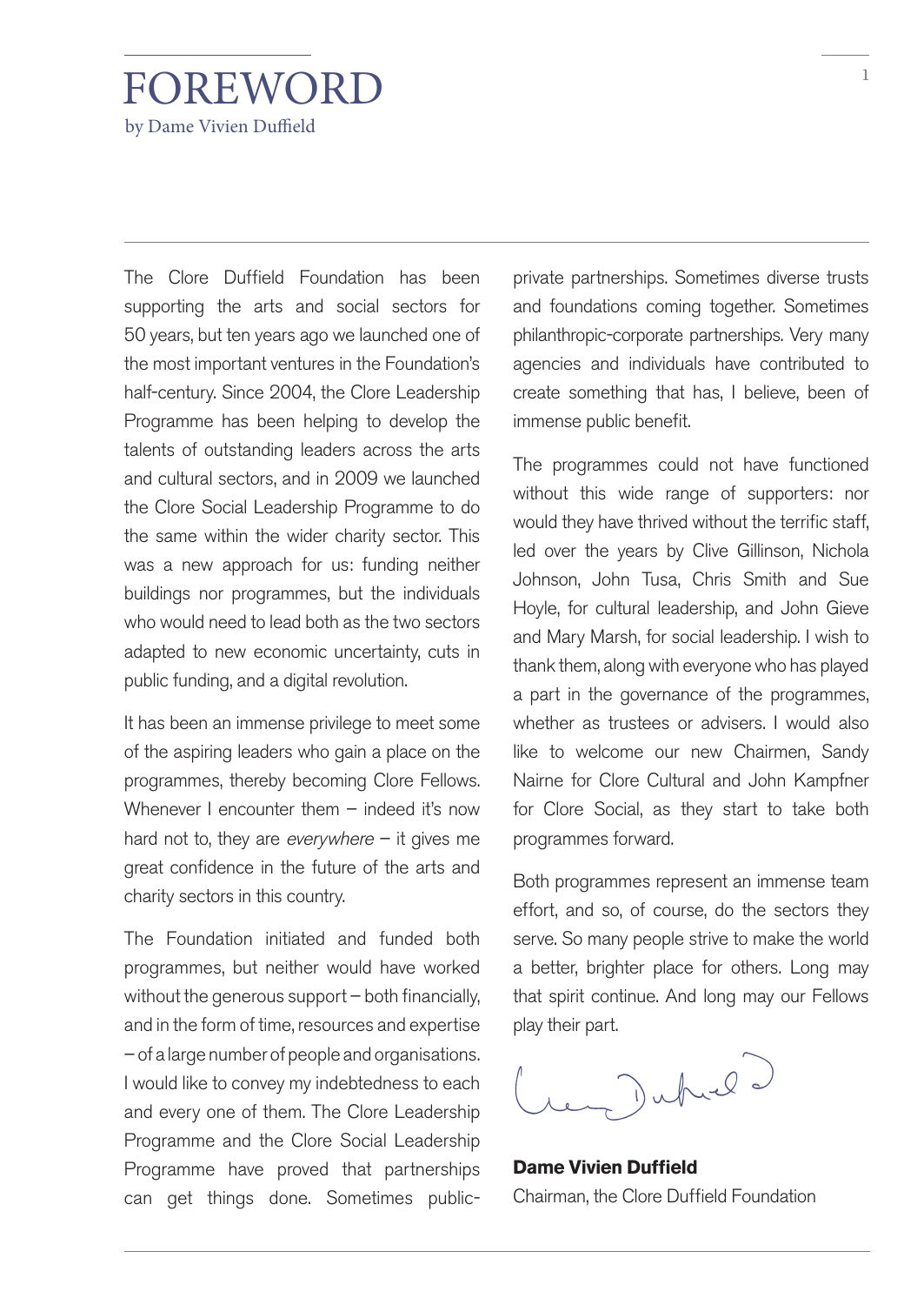# FOREWORD

by Dame Vivien Duffield

The Clore Duffield Foundation has been supporting the arts and social sectors for 50 years, but ten years ago we launched one of the most important ventures in the Foundation's half-century. Since 2004, the Clore Leadership Programme has been helping to develop the talents of outstanding leaders across the arts and cultural sectors, and in 2009 we launched the Clore Social Leadership Programme to do the same within the wider charity sector. This was a new approach for us: funding neither buildings nor programmes, but the individuals who would need to lead both as the two sectors adapted to new economic uncertainty, cuts in public funding, and a digital revolution.

It has been an immense privilege to meet some of the aspiring leaders who gain a place on the programmes, thereby becoming Clore Fellows. Whenever I encounter them – indeed it's now hard not to, they are *everywhere* – it gives me great confidence in the future of the arts and charity sectors in this country.

The Foundation initiated and funded both programmes, but neither would have worked without the generous support – both financially, and in the form of time, resources and expertise – of a large number of people and organisations. I would like to convey my indebtedness to each and every one of them. The Clore Leadership Programme and the Clore Social Leadership Programme have proved that partnerships can get things done. Sometimes public-private partnerships. Sometimes diverse trusts and foundations coming together. Sometimes philanthropic-corporate partnerships. Very many agencies and individuals have contributed to create something that has, I believe, been of immense public benefit.

The programmes could not have functioned without this wide range of supporters: nor would they have thrived without the terrific staff, led over the years by Clive Gillinson, Nichola Johnson, John Tusa, Chris Smith and Sue Hoyle, for cultural leadership, and John Gieve and Mary Marsh, for social leadership. I wish to thank them, along with everyone who has played a part in the governance of the programmes, whether as trustees or advisers. I would also like to welcome our new Chairmen, Sandy Nairne for Clore Cultural and John Kampfner for Clore Social, as they start to take both programmes forward.

Both programmes represent an immense team effort, and so, of course, do the sectors they serve. So many people strive to make the world a better, brighter place for others. Long may that spirit continue. And long may our Fellows play their part.

**Dame Vivien Duffield**
Chairman, the Clore Duffield Foundation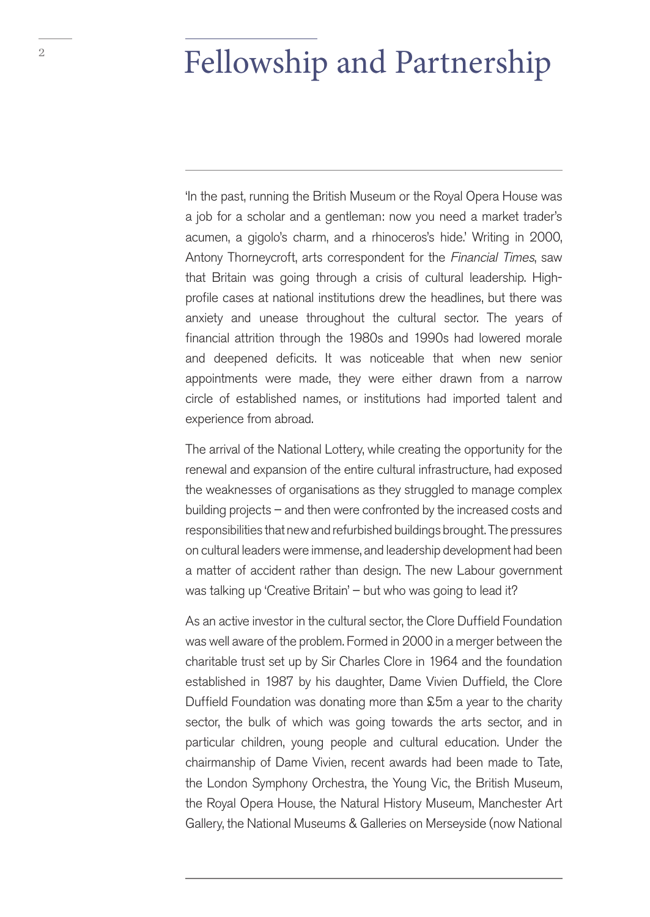# Fellowship and Partnership

'In the past, running the British Museum or the Royal Opera House was a job for a scholar and a gentleman: now you need a market trader's acumen, a gigolo's charm, and a rhinoceros's hide.' Writing in 2000, Antony Thorneycroft, arts correspondent for the *Financial Times*, saw that Britain was going through a crisis of cultural leadership. High-profile cases at national institutions drew the headlines, but there was anxiety and unease throughout the cultural sector. The years of financial attrition through the 1980s and 1990s had lowered morale and deepened deficits. It was noticeable that when new senior appointments were made, they were either drawn from a narrow circle of established names, or institutions had imported talent and experience from abroad.

The arrival of the National Lottery, while creating the opportunity for the renewal and expansion of the entire cultural infrastructure, had exposed the weaknesses of organisations as they struggled to manage complex building projects – and then were confronted by the increased costs and responsibilities that new and refurbished buildings brought. The pressures on cultural leaders were immense, and leadership development had been a matter of accident rather than design. The new Labour government was talking up 'Creative Britain' – but who was going to lead it?

As an active investor in the cultural sector, the Clore Duffield Foundation was well aware of the problem. Formed in 2000 in a merger between the charitable trust set up by Sir Charles Clore in 1964 and the foundation established in 1987 by his daughter, Dame Vivien Duffield, the Clore Duffield Foundation was donating more than £5m a year to the charity sector, the bulk of which was going towards the arts sector, and in particular children, young people and cultural education. Under the chairmanship of Dame Vivien, recent awards had been made to Tate, the London Symphony Orchestra, the Young Vic, the British Museum, the Royal Opera House, the Natural History Museum, Manchester Art Gallery, the National Museums & Galleries on Merseyside (now National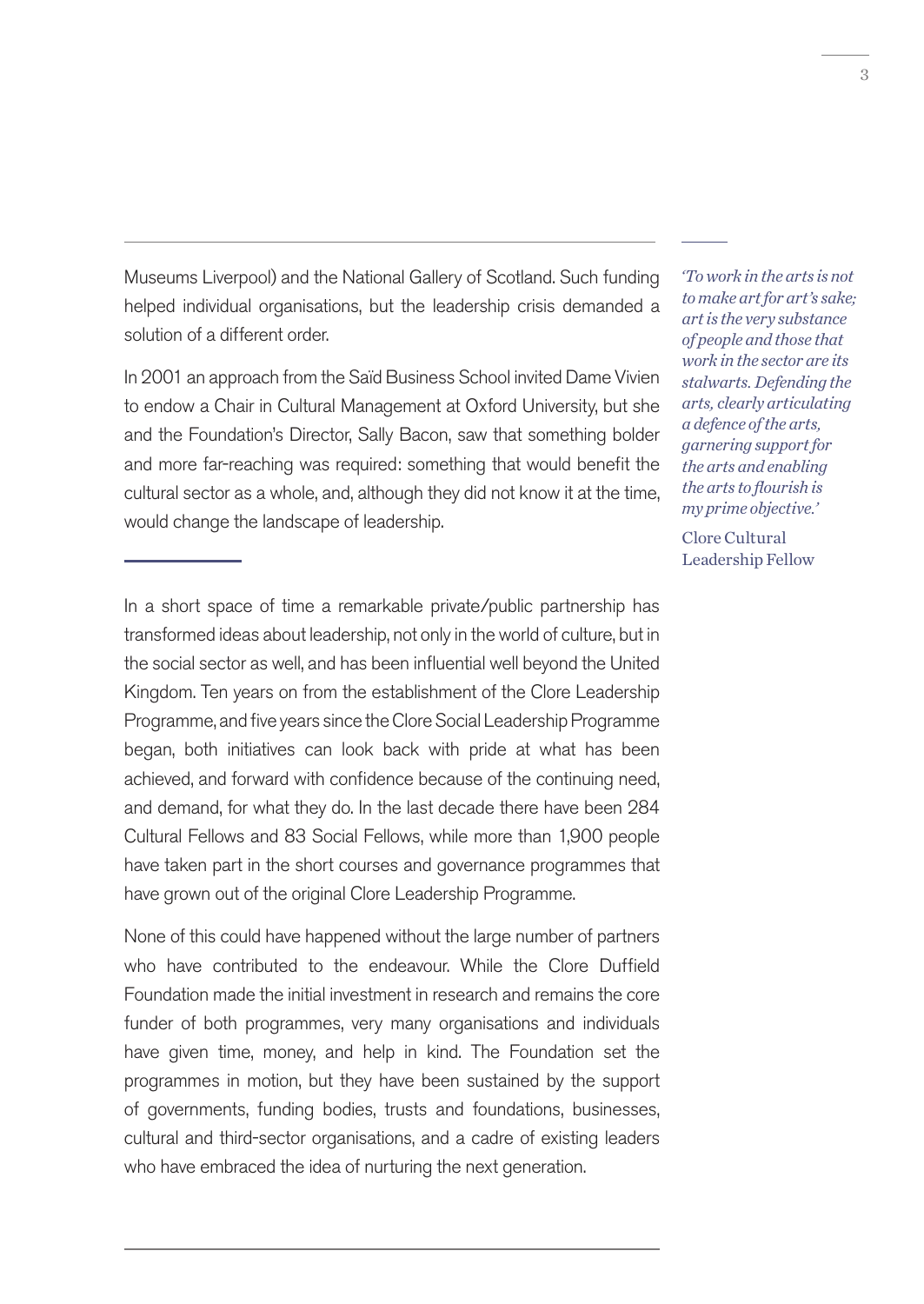Museums Liverpool) and the National Gallery of Scotland. Such funding helped individual organisations, but the leadership crisis demanded a solution of a different order.

In 2001 an approach from the Saïd Business School invited Dame Vivien to endow a Chair in Cultural Management at Oxford University, but she and the Foundation's Director, Sally Bacon, saw that something bolder and more far-reaching was required: something that would benefit the cultural sector as a whole, and, although they did not know it at the time, would change the landscape of leadership.

*'To work in the arts is not to make art for art's sake; art is the very substance of people and those that work in the sector are its stalwarts. Defending the arts, clearly articulating a defence of the arts, garnering support for the arts and enabling the arts to flourish is my prime objective.'*

Clore Cultural Leadership Fellow

In a short space of time a remarkable private/public partnership has transformed ideas about leadership, not only in the world of culture, but in the social sector as well, and has been influential well beyond the United Kingdom. Ten years on from the establishment of the Clore Leadership Programme, and five years since the Clore Social Leadership Programme began, both initiatives can look back with pride at what has been achieved, and forward with confidence because of the continuing need, and demand, for what they do. In the last decade there have been 284 Cultural Fellows and 83 Social Fellows, while more than 1,900 people have taken part in the short courses and governance programmes that have grown out of the original Clore Leadership Programme.

None of this could have happened without the large number of partners who have contributed to the endeavour. While the Clore Duffield Foundation made the initial investment in research and remains the core funder of both programmes, very many organisations and individuals have given time, money, and help in kind. The Foundation set the programmes in motion, but they have been sustained by the support of governments, funding bodies, trusts and foundations, businesses, cultural and third-sector organisations, and a cadre of existing leaders who have embraced the idea of nurturing the next generation.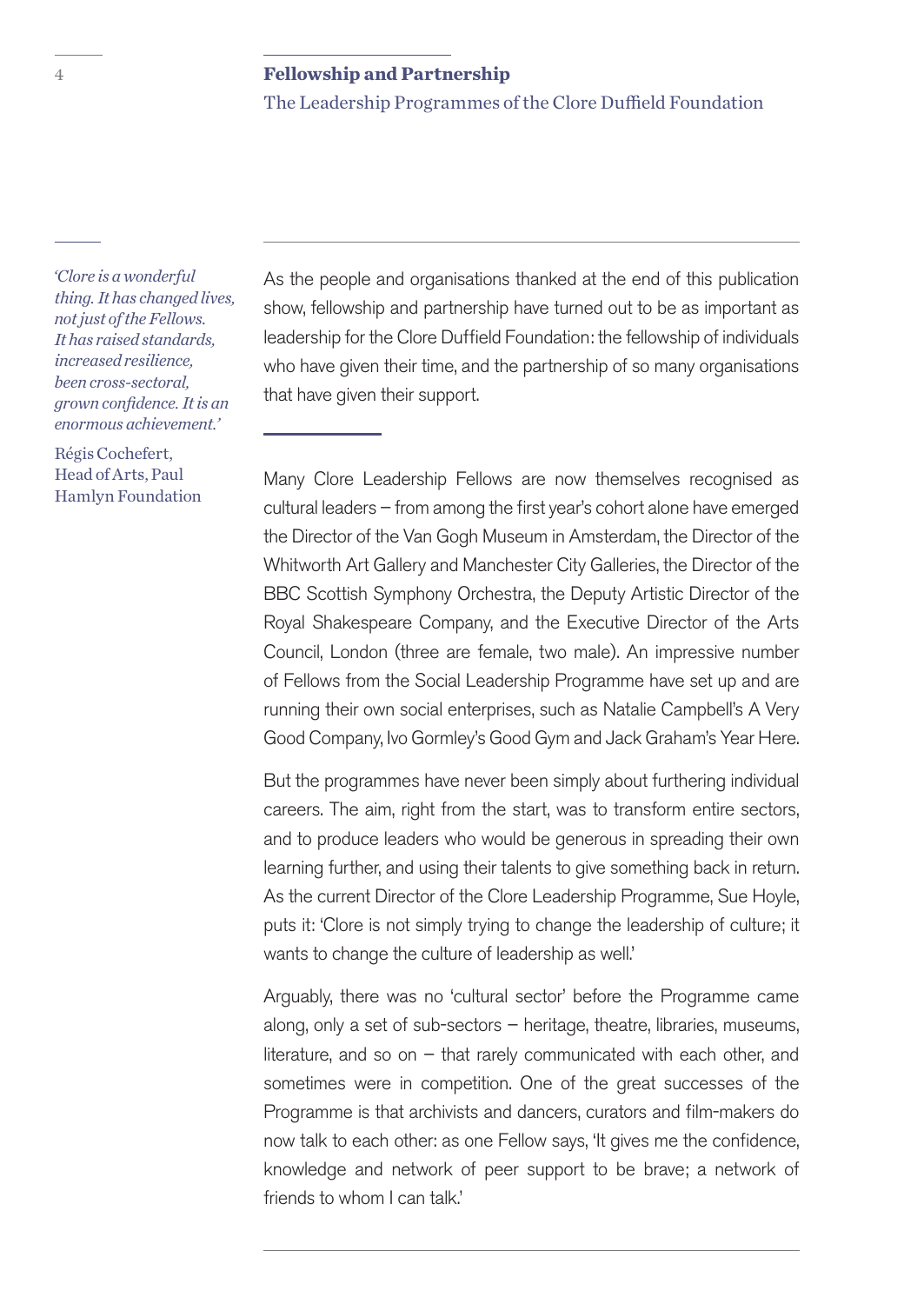*'Clore is a wonderful thing. It has changed lives, not just of the Fellows. It has raised standards, increased resilience, been cross-sectoral, grown confidence. It is an enormous achievement.'*

Régis Cochefert, Head of Arts, Paul Hamlyn Foundation

As the people and organisations thanked at the end of this publication show, fellowship and partnership have turned out to be as important as leadership for the Clore Duffield Foundation: the fellowship of individuals who have given their time, and the partnership of so many organisations that have given their support.

Many Clore Leadership Fellows are now themselves recognised as cultural leaders – from among the first year's cohort alone have emerged the Director of the Van Gogh Museum in Amsterdam, the Director of the Whitworth Art Gallery and Manchester City Galleries, the Director of the BBC Scottish Symphony Orchestra, the Deputy Artistic Director of the Royal Shakespeare Company, and the Executive Director of the Arts Council, London (three are female, two male). An impressive number of Fellows from the Social Leadership Programme have set up and are running their own social enterprises, such as Natalie Campbell's A Very Good Company, Ivo Gormley's Good Gym and Jack Graham's Year Here.

But the programmes have never been simply about furthering individual careers. The aim, right from the start, was to transform entire sectors, and to produce leaders who would be generous in spreading their own learning further, and using their talents to give something back in return. As the current Director of the Clore Leadership Programme, Sue Hoyle, puts it: 'Clore is not simply trying to change the leadership of culture; it wants to change the culture of leadership as well.'

Arguably, there was no 'cultural sector' before the Programme came along, only a set of sub-sectors – heritage, theatre, libraries, museums, literature, and so on – that rarely communicated with each other, and sometimes were in competition. One of the great successes of the Programme is that archivists and dancers, curators and film-makers do now talk to each other: as one Fellow says, 'It gives me the confidence, knowledge and network of peer support to be brave; a network of friends to whom I can talk.'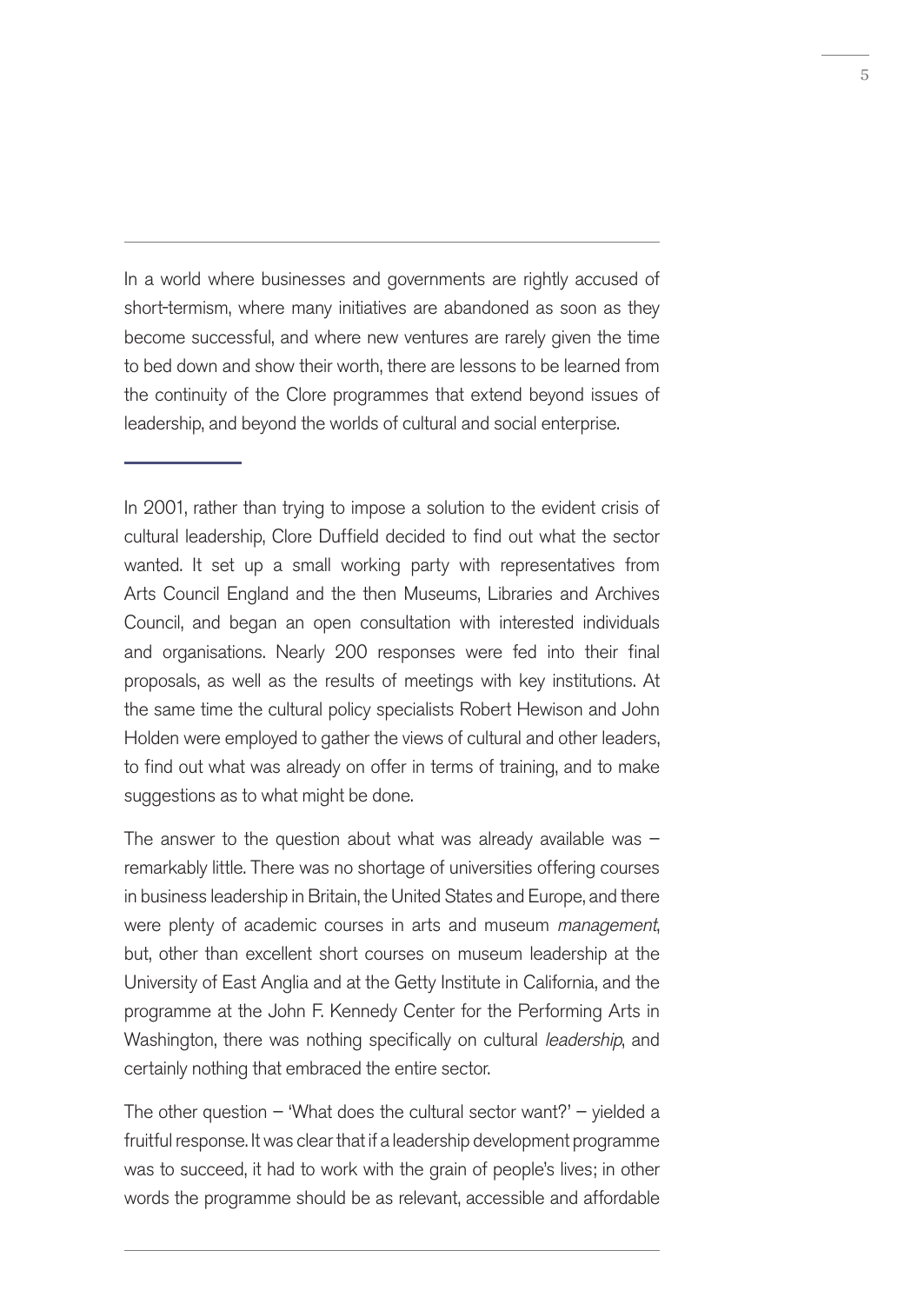In a world where businesses and governments are rightly accused of short-termism, where many initiatives are abandoned as soon as they become successful, and where new ventures are rarely given the time to bed down and show their worth, there are lessons to be learned from the continuity of the Clore programmes that extend beyond issues of leadership, and beyond the worlds of cultural and social enterprise.

---

In 2001, rather than trying to impose a solution to the evident crisis of cultural leadership, Clore Duffield decided to find out what the sector wanted. It set up a small working party with representatives from Arts Council England and the then Museums, Libraries and Archives Council, and began an open consultation with interested individuals and organisations. Nearly 200 responses were fed into their final proposals, as well as the results of meetings with key institutions. At the same time the cultural policy specialists Robert Hewison and John Holden were employed to gather the views of cultural and other leaders, to find out what was already on offer in terms of training, and to make suggestions as to what might be done.

The answer to the question about what was already available was – remarkably little. There was no shortage of universities offering courses in business leadership in Britain, the United States and Europe, and there were plenty of academic courses in arts and museum *management*, but, other than excellent short courses on museum leadership at the University of East Anglia and at the Getty Institute in California, and the programme at the John F. Kennedy Center for the Performing Arts in Washington, there was nothing specifically on cultural *leadership*, and certainly nothing that embraced the entire sector.

The other question – 'What does the cultural sector want?' – yielded a fruitful response. It was clear that if a leadership development programme was to succeed, it had to work with the grain of people's lives; in other words the programme should be as relevant, accessible and affordable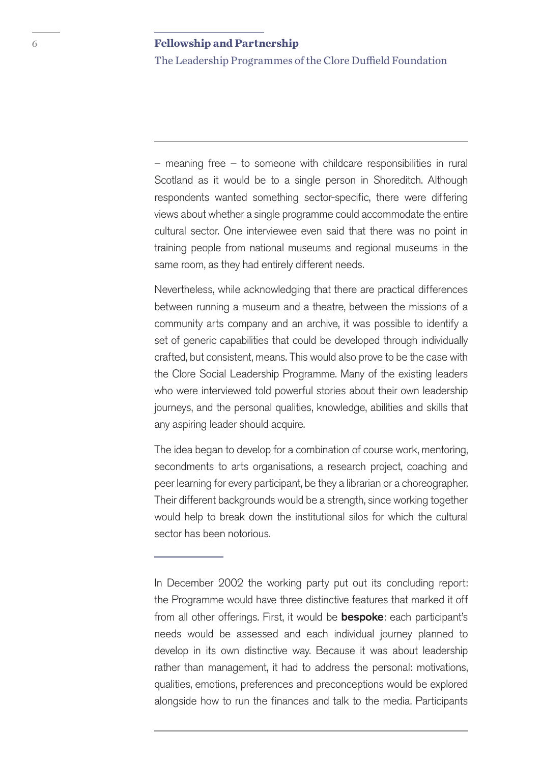– meaning free – to someone with childcare responsibilities in rural Scotland as it would be to a single person in Shoreditch. Although respondents wanted something sector-specific, there were differing views about whether a single programme could accommodate the entire cultural sector. One interviewee even said that there was no point in training people from national museums and regional museums in the same room, as they had entirely different needs.

Nevertheless, while acknowledging that there are practical differences between running a museum and a theatre, between the missions of a community arts company and an archive, it was possible to identify a set of generic capabilities that could be developed through individually crafted, but consistent, means. This would also prove to be the case with the Clore Social Leadership Programme. Many of the existing leaders who were interviewed told powerful stories about their own leadership journeys, and the personal qualities, knowledge, abilities and skills that any aspiring leader should acquire.

The idea began to develop for a combination of course work, mentoring, secondments to arts organisations, a research project, coaching and peer learning for every participant, be they a librarian or a choreographer. Their different backgrounds would be a strength, since working together would help to break down the institutional silos for which the cultural sector has been notorious.

---

In December 2002 the working party put out its concluding report: the Programme would have three distinctive features that marked it off from all other offerings. First, it would be **bespoke**: each participant's needs would be assessed and each individual journey planned to develop in its own distinctive way. Because it was about leadership rather than management, it had to address the personal: motivations, qualities, emotions, preferences and preconceptions would be explored alongside how to run the finances and talk to the media. Participants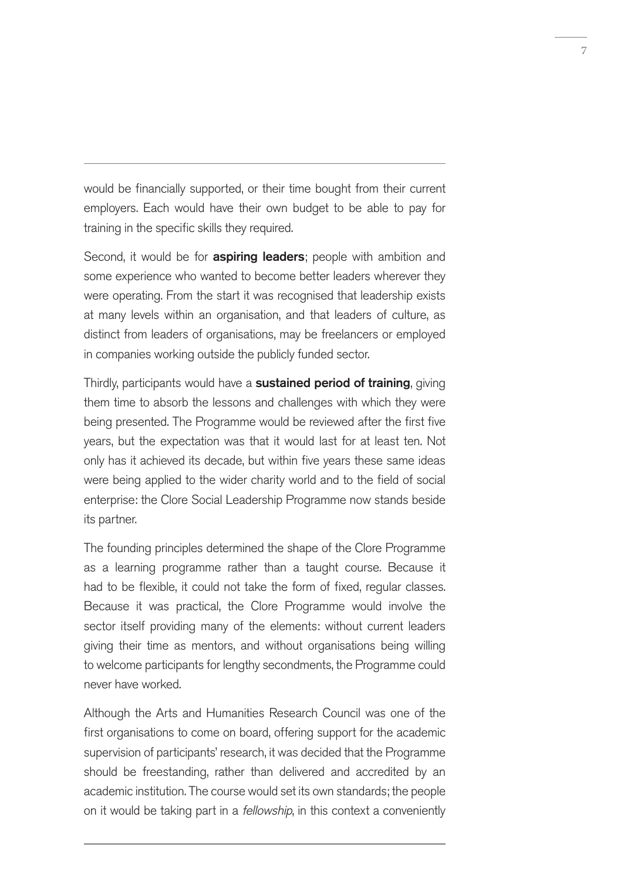would be financially supported, or their time bought from their current employers. Each would have their own budget to be able to pay for training in the specific skills they required.

Second, it would be for **aspiring leaders**; people with ambition and some experience who wanted to become better leaders wherever they were operating. From the start it was recognised that leadership exists at many levels within an organisation, and that leaders of culture, as distinct from leaders of organisations, may be freelancers or employed in companies working outside the publicly funded sector.

Thirdly, participants would have a **sustained period of training**, giving them time to absorb the lessons and challenges with which they were being presented. The Programme would be reviewed after the first five years, but the expectation was that it would last for at least ten. Not only has it achieved its decade, but within five years these same ideas were being applied to the wider charity world and to the field of social enterprise: the Clore Social Leadership Programme now stands beside its partner.

The founding principles determined the shape of the Clore Programme as a learning programme rather than a taught course. Because it had to be flexible, it could not take the form of fixed, regular classes. Because it was practical, the Clore Programme would involve the sector itself providing many of the elements: without current leaders giving their time as mentors, and without organisations being willing to welcome participants for lengthy secondments, the Programme could never have worked.

Although the Arts and Humanities Research Council was one of the first organisations to come on board, offering support for the academic supervision of participants' research, it was decided that the Programme should be freestanding, rather than delivered and accredited by an academic institution. The course would set its own standards; the people on it would be taking part in a *fellowship*, in this context a conveniently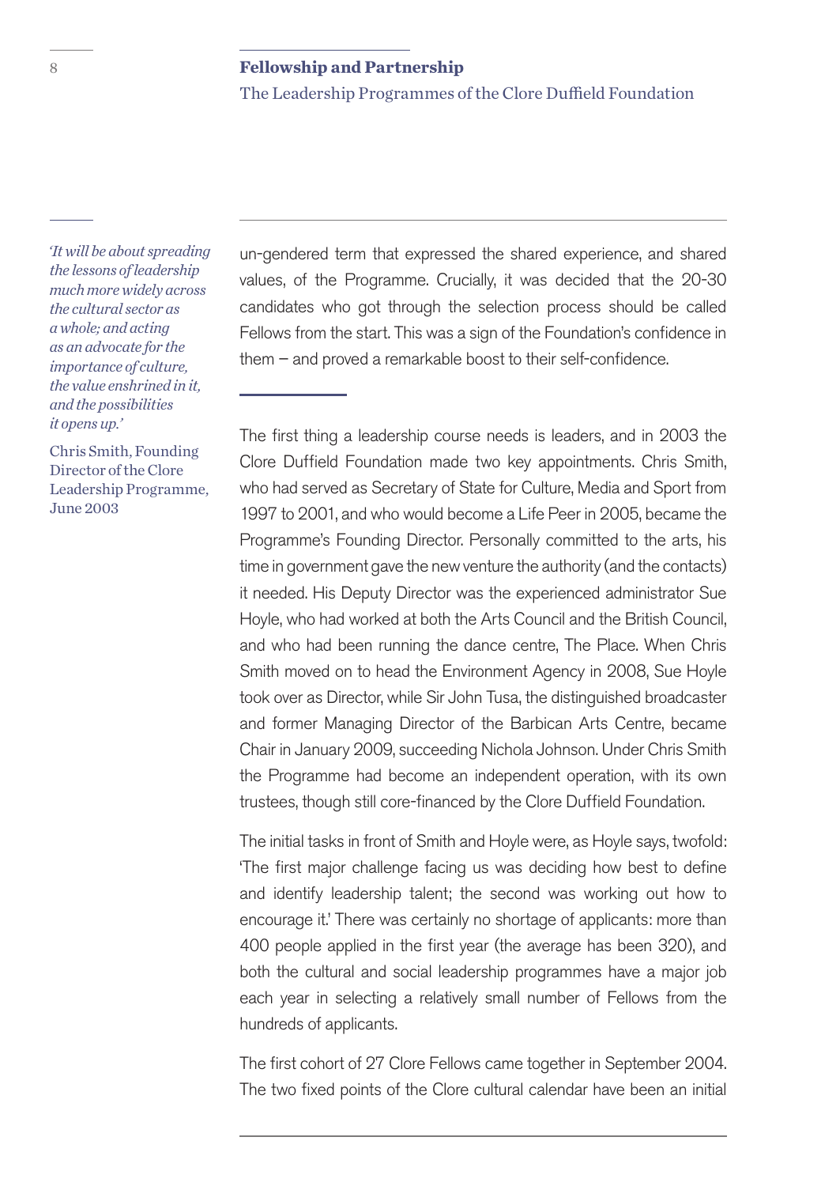un-gendered term that expressed the shared experience, and shared values, of the Programme. Crucially, it was decided that the 20-30 candidates who got through the selection process should be called Fellows from the start. This was a sign of the Foundation's confidence in them – and proved a remarkable boost to their self-confidence.

*'It will be about spreading the lessons of leadership much more widely across the cultural sector as a whole; and acting as an advocate for the importance of culture, the value enshrined in it, and the possibilities it opens up.'*

Chris Smith, Founding Director of the Clore Leadership Programme, June 2003

The first thing a leadership course needs is leaders, and in 2003 the Clore Duffield Foundation made two key appointments. Chris Smith, who had served as Secretary of State for Culture, Media and Sport from 1997 to 2001, and who would become a Life Peer in 2005, became the Programme's Founding Director. Personally committed to the arts, his time in government gave the new venture the authority (and the contacts) it needed. His Deputy Director was the experienced administrator Sue Hoyle, who had worked at both the Arts Council and the British Council, and who had been running the dance centre, The Place. When Chris Smith moved on to head the Environment Agency in 2008, Sue Hoyle took over as Director, while Sir John Tusa, the distinguished broadcaster and former Managing Director of the Barbican Arts Centre, became Chair in January 2009, succeeding Nichola Johnson. Under Chris Smith the Programme had become an independent operation, with its own trustees, though still core-financed by the Clore Duffield Foundation.

The initial tasks in front of Smith and Hoyle were, as Hoyle says, twofold: 'The first major challenge facing us was deciding how best to define and identify leadership talent; the second was working out how to encourage it.' There was certainly no shortage of applicants: more than 400 people applied in the first year (the average has been 320), and both the cultural and social leadership programmes have a major job each year in selecting a relatively small number of Fellows from the hundreds of applicants.

The first cohort of 27 Clore Fellows came together in September 2004. The two fixed points of the Clore cultural calendar have been an initial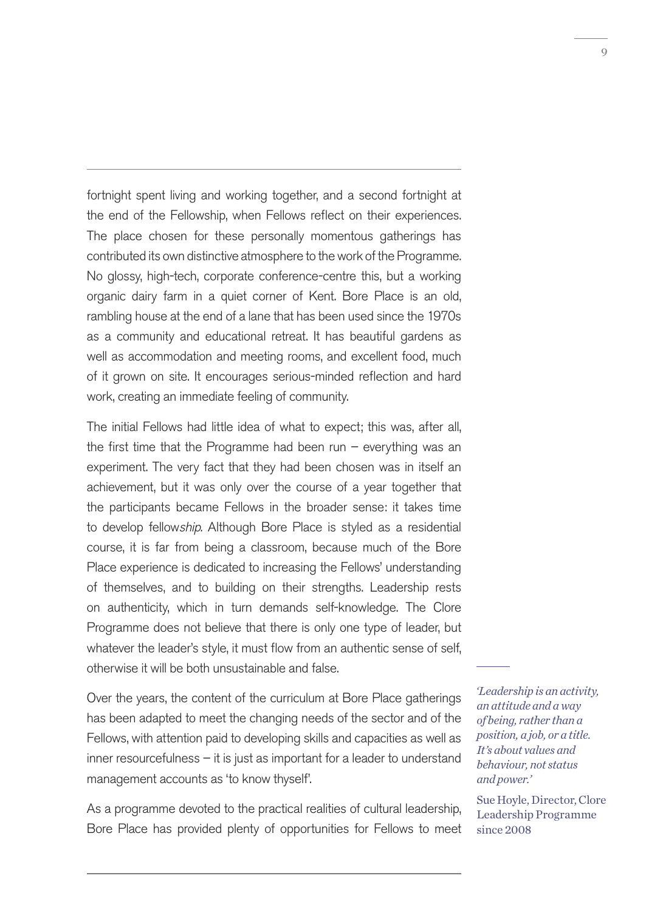fortnight spent living and working together, and a second fortnight at the end of the Fellowship, when Fellows reflect on their experiences. The place chosen for these personally momentous gatherings has contributed its own distinctive atmosphere to the work of the Programme. No glossy, high-tech, corporate conference-centre this, but a working organic dairy farm in a quiet corner of Kent. Bore Place is an old, rambling house at the end of a lane that has been used since the 1970s as a community and educational retreat. It has beautiful gardens as well as accommodation and meeting rooms, and excellent food, much of it grown on site. It encourages serious-minded reflection and hard work, creating an immediate feeling of community.

The initial Fellows had little idea of what to expect; this was, after all, the first time that the Programme had been run – everything was an experiment. The very fact that they had been chosen was in itself an achievement, but it was only over the course of a year together that the participants became Fellows in the broader sense: it takes time to develop fellow*ship*. Although Bore Place is styled as a residential course, it is far from being a classroom, because much of the Bore Place experience is dedicated to increasing the Fellows' understanding of themselves, and to building on their strengths. Leadership rests on authenticity, which in turn demands self-knowledge. The Clore Programme does not believe that there is only one type of leader, but whatever the leader's style, it must flow from an authentic sense of self, otherwise it will be both unsustainable and false.

Over the years, the content of the curriculum at Bore Place gatherings has been adapted to meet the changing needs of the sector and of the Fellows, with attention paid to developing skills and capacities as well as inner resourcefulness – it is just as important for a leader to understand management accounts as 'to know thyself'.

As a programme devoted to the practical realities of cultural leadership, Bore Place has provided plenty of opportunities for Fellows to meet

> *'Leadership is an activity, an attitude and a way of being, rather than a position, a job, or a title. It's about values and behaviour, not status and power.'*
>
> Sue Hoyle, Director, Clore Leadership Programme since 2008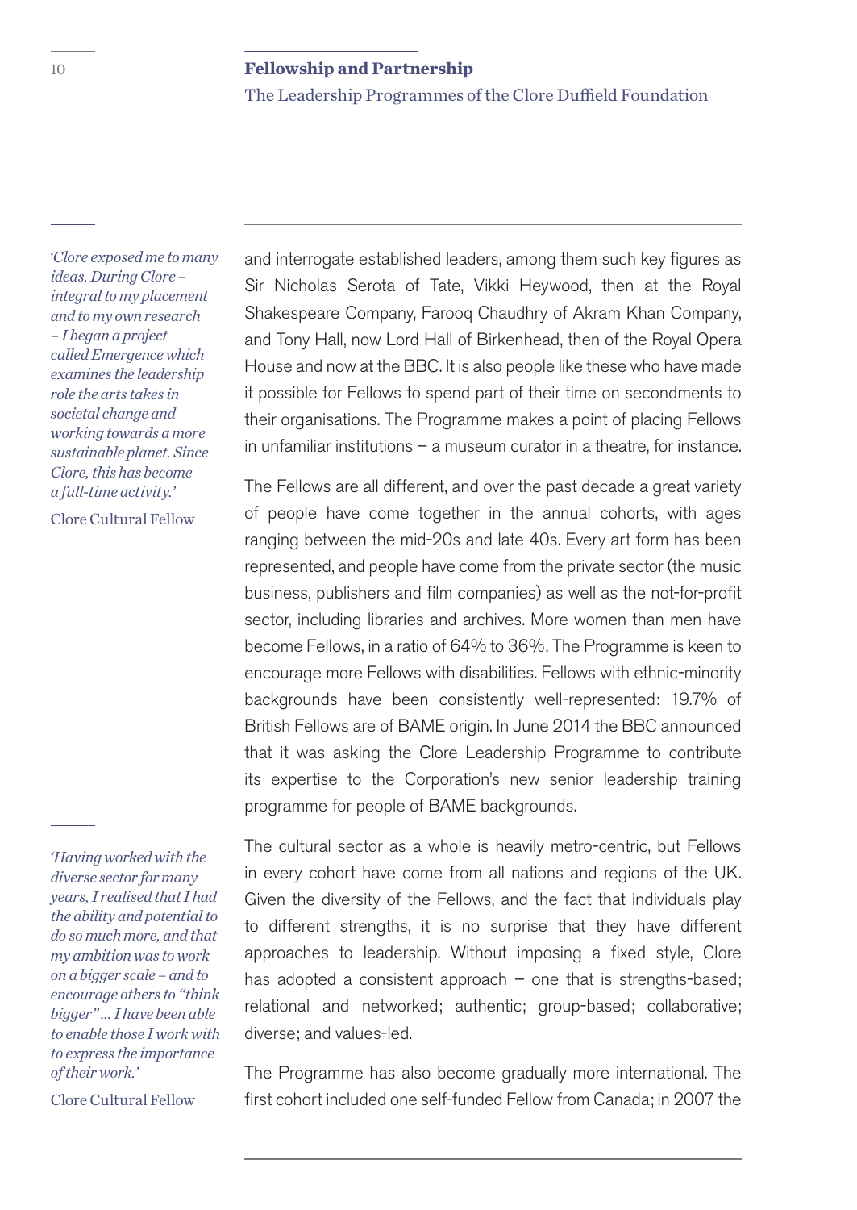*'Clore exposed me to many ideas. During Clore – integral to my placement and to my own research – I began a project called Emergence which examines the leadership role the arts takes in societal change and working towards a more sustainable planet. Since Clore, this has become a full-time activity.'*

Clore Cultural Fellow

and interrogate established leaders, among them such key figures as Sir Nicholas Serota of Tate, Vikki Heywood, then at the Royal Shakespeare Company, Farooq Chaudhry of Akram Khan Company, and Tony Hall, now Lord Hall of Birkenhead, then of the Royal Opera House and now at the BBC. It is also people like these who have made it possible for Fellows to spend part of their time on secondments to their organisations. The Programme makes a point of placing Fellows in unfamiliar institutions – a museum curator in a theatre, for instance.

The Fellows are all different, and over the past decade a great variety of people have come together in the annual cohorts, with ages ranging between the mid-20s and late 40s. Every art form has been represented, and people have come from the private sector (the music business, publishers and film companies) as well as the not-for-profit sector, including libraries and archives. More women than men have become Fellows, in a ratio of 64% to 36%. The Programme is keen to encourage more Fellows with disabilities. Fellows with ethnic-minority backgrounds have been consistently well-represented: 19.7% of British Fellows are of BAME origin. In June 2014 the BBC announced that it was asking the Clore Leadership Programme to contribute its expertise to the Corporation's new senior leadership training programme for people of BAME backgrounds.

*'Having worked with the diverse sector for many years, I realised that I had the ability and potential to do so much more, and that my ambition was to work on a bigger scale – and to encourage others to "think bigger" ... I have been able to enable those I work with to express the importance of their work.'*

Clore Cultural Fellow

The cultural sector as a whole is heavily metro-centric, but Fellows in every cohort have come from all nations and regions of the UK. Given the diversity of the Fellows, and the fact that individuals play to different strengths, it is no surprise that they have different approaches to leadership. Without imposing a fixed style, Clore has adopted a consistent approach – one that is strengths-based; relational and networked; authentic; group-based; collaborative; diverse; and values-led.

The Programme has also become gradually more international. The first cohort included one self-funded Fellow from Canada; in 2007 the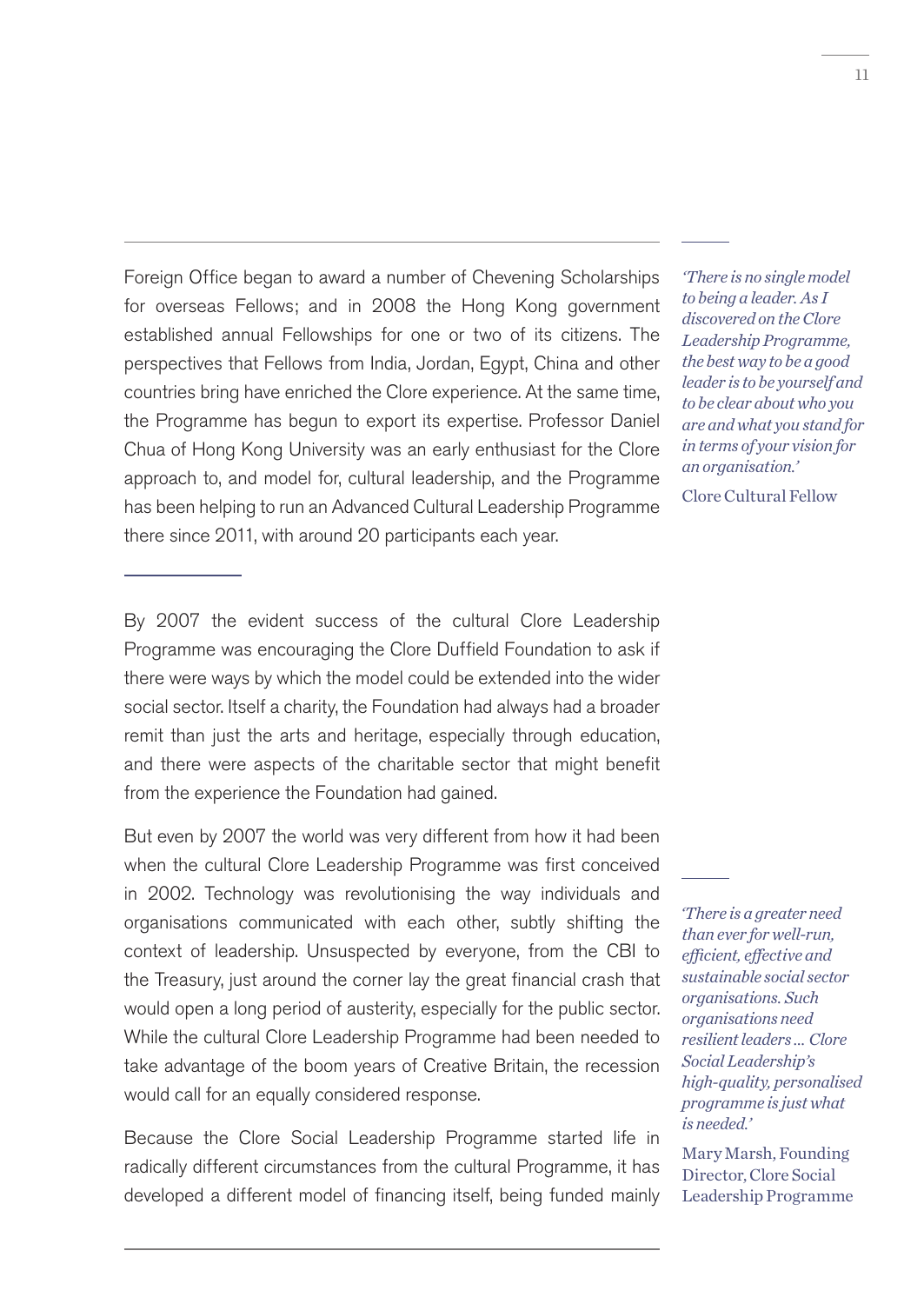Foreign Office began to award a number of Chevening Scholarships for overseas Fellows; and in 2008 the Hong Kong government established annual Fellowships for one or two of its citizens. The perspectives that Fellows from India, Jordan, Egypt, China and other countries bring have enriched the Clore experience. At the same time, the Programme has begun to export its expertise. Professor Daniel Chua of Hong Kong University was an early enthusiast for the Clore approach to, and model for, cultural leadership, and the Programme has been helping to run an Advanced Cultural Leadership Programme there since 2011, with around 20 participants each year.

*'There is no single model to being a leader. As I discovered on the Clore Leadership Programme, the best way to be a good leader is to be yourself and to be clear about who you are and what you stand for in terms of your vision for an organisation.'*

Clore Cultural Fellow

---

By 2007 the evident success of the cultural Clore Leadership Programme was encouraging the Clore Duffield Foundation to ask if there were ways by which the model could be extended into the wider social sector. Itself a charity, the Foundation had always had a broader remit than just the arts and heritage, especially through education, and there were aspects of the charitable sector that might benefit from the experience the Foundation had gained.

But even by 2007 the world was very different from how it had been when the cultural Clore Leadership Programme was first conceived in 2002. Technology was revolutionising the way individuals and organisations communicated with each other, subtly shifting the context of leadership. Unsuspected by everyone, from the CBI to the Treasury, just around the corner lay the great financial crash that would open a long period of austerity, especially for the public sector. While the cultural Clore Leadership Programme had been needed to take advantage of the boom years of Creative Britain, the recession would call for an equally considered response.

*'There is a greater need than ever for well-run, efficient, effective and sustainable social sector organisations. Such organisations need resilient leaders ... Clore Social Leadership's high-quality, personalised programme is just what is needed.'*

Mary Marsh, Founding Director, Clore Social Leadership Programme

Because the Clore Social Leadership Programme started life in radically different circumstances from the cultural Programme, it has developed a different model of financing itself, being funded mainly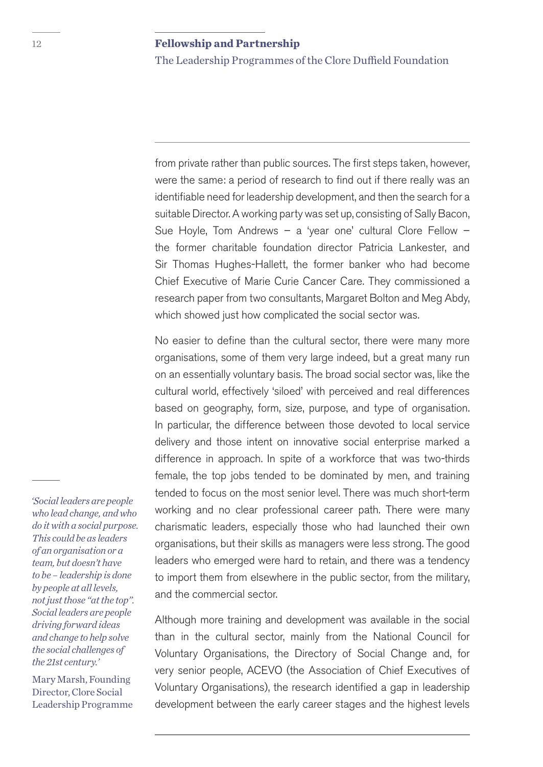from private rather than public sources. The first steps taken, however, were the same: a period of research to find out if there really was an identifiable need for leadership development, and then the search for a suitable Director. A working party was set up, consisting of Sally Bacon, Sue Hoyle, Tom Andrews – a 'year one' cultural Clore Fellow – the former charitable foundation director Patricia Lankester, and Sir Thomas Hughes-Hallett, the former banker who had become Chief Executive of Marie Curie Cancer Care. They commissioned a research paper from two consultants, Margaret Bolton and Meg Abdy, which showed just how complicated the social sector was.

No easier to define than the cultural sector, there were many more organisations, some of them very large indeed, but a great many run on an essentially voluntary basis. The broad social sector was, like the cultural world, effectively 'siloed' with perceived and real differences based on geography, form, size, purpose, and type of organisation. In particular, the difference between those devoted to local service delivery and those intent on innovative social enterprise marked a difference in approach. In spite of a workforce that was two-thirds female, the top jobs tended to be dominated by men, and training tended to focus on the most senior level. There was much short-term working and no clear professional career path. There were many charismatic leaders, especially those who had launched their own organisations, but their skills as managers were less strong. The good leaders who emerged were hard to retain, and there was a tendency to import them from elsewhere in the public sector, from the military, and the commercial sector.

*'Social leaders are people who lead change, and who do it with a social purpose. This could be as leaders of an organisation or a team, but doesn't have to be – leadership is done by people at all levels, not just those "at the top". Social leaders are people driving forward ideas and change to help solve the social challenges of the 21st century.'*

Mary Marsh, Founding Director, Clore Social Leadership Programme

Although more training and development was available in the social than in the cultural sector, mainly from the National Council for Voluntary Organisations, the Directory of Social Change and, for very senior people, ACEVO (the Association of Chief Executives of Voluntary Organisations), the research identified a gap in leadership development between the early career stages and the highest levels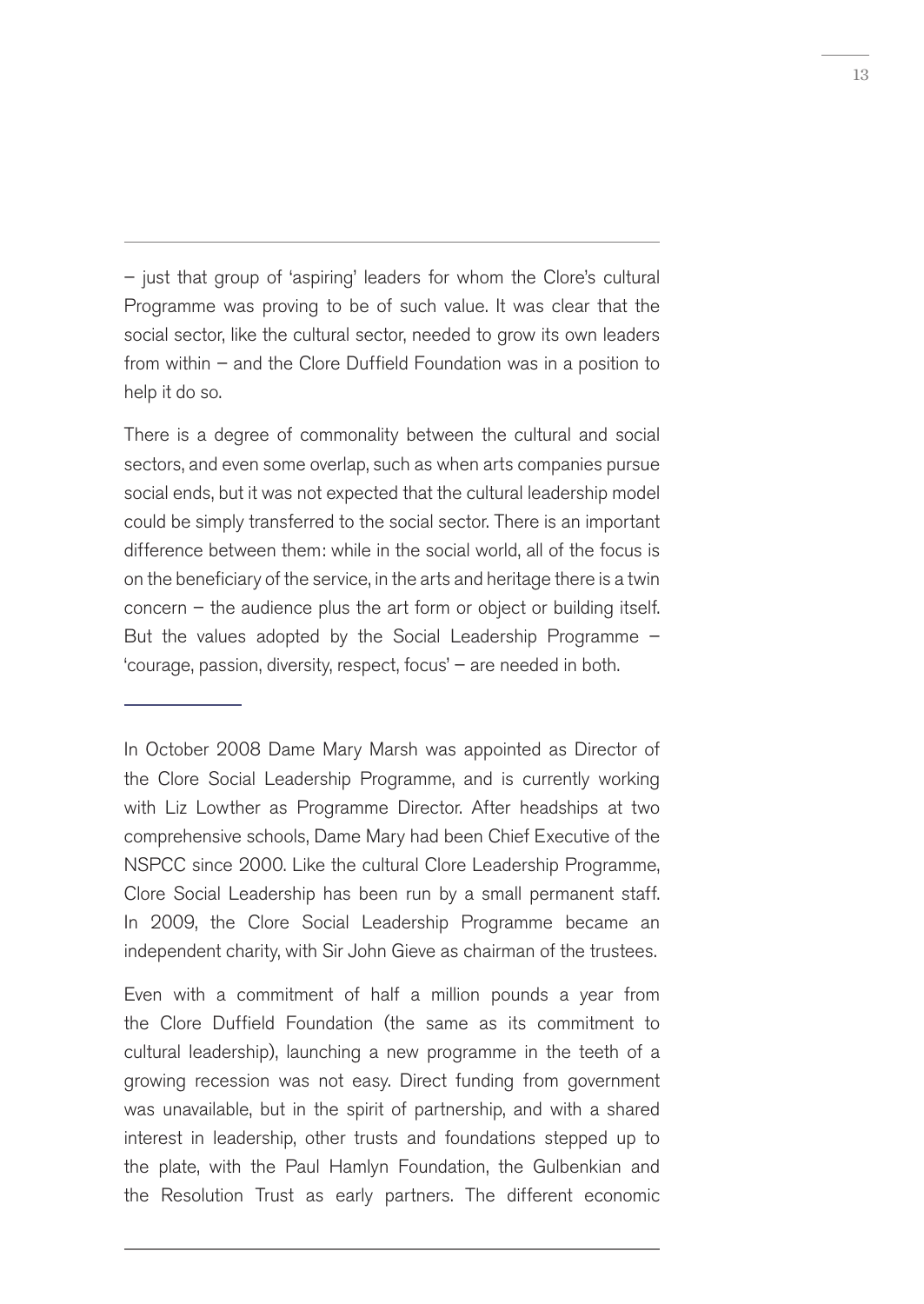– just that group of 'aspiring' leaders for whom the Clore's cultural Programme was proving to be of such value. It was clear that the social sector, like the cultural sector, needed to grow its own leaders from within – and the Clore Duffield Foundation was in a position to help it do so.

There is a degree of commonality between the cultural and social sectors, and even some overlap, such as when arts companies pursue social ends, but it was not expected that the cultural leadership model could be simply transferred to the social sector. There is an important difference between them: while in the social world, all of the focus is on the beneficiary of the service, in the arts and heritage there is a twin concern – the audience plus the art form or object or building itself. But the values adopted by the Social Leadership Programme – 'courage, passion, diversity, respect, focus' – are needed in both.

---

In October 2008 Dame Mary Marsh was appointed as Director of the Clore Social Leadership Programme, and is currently working with Liz Lowther as Programme Director. After headships at two comprehensive schools, Dame Mary had been Chief Executive of the NSPCC since 2000. Like the cultural Clore Leadership Programme, Clore Social Leadership has been run by a small permanent staff. In 2009, the Clore Social Leadership Programme became an independent charity, with Sir John Gieve as chairman of the trustees.

Even with a commitment of half a million pounds a year from the Clore Duffield Foundation (the same as its commitment to cultural leadership), launching a new programme in the teeth of a growing recession was not easy. Direct funding from government was unavailable, but in the spirit of partnership, and with a shared interest in leadership, other trusts and foundations stepped up to the plate, with the Paul Hamlyn Foundation, the Gulbenkian and the Resolution Trust as early partners. The different economic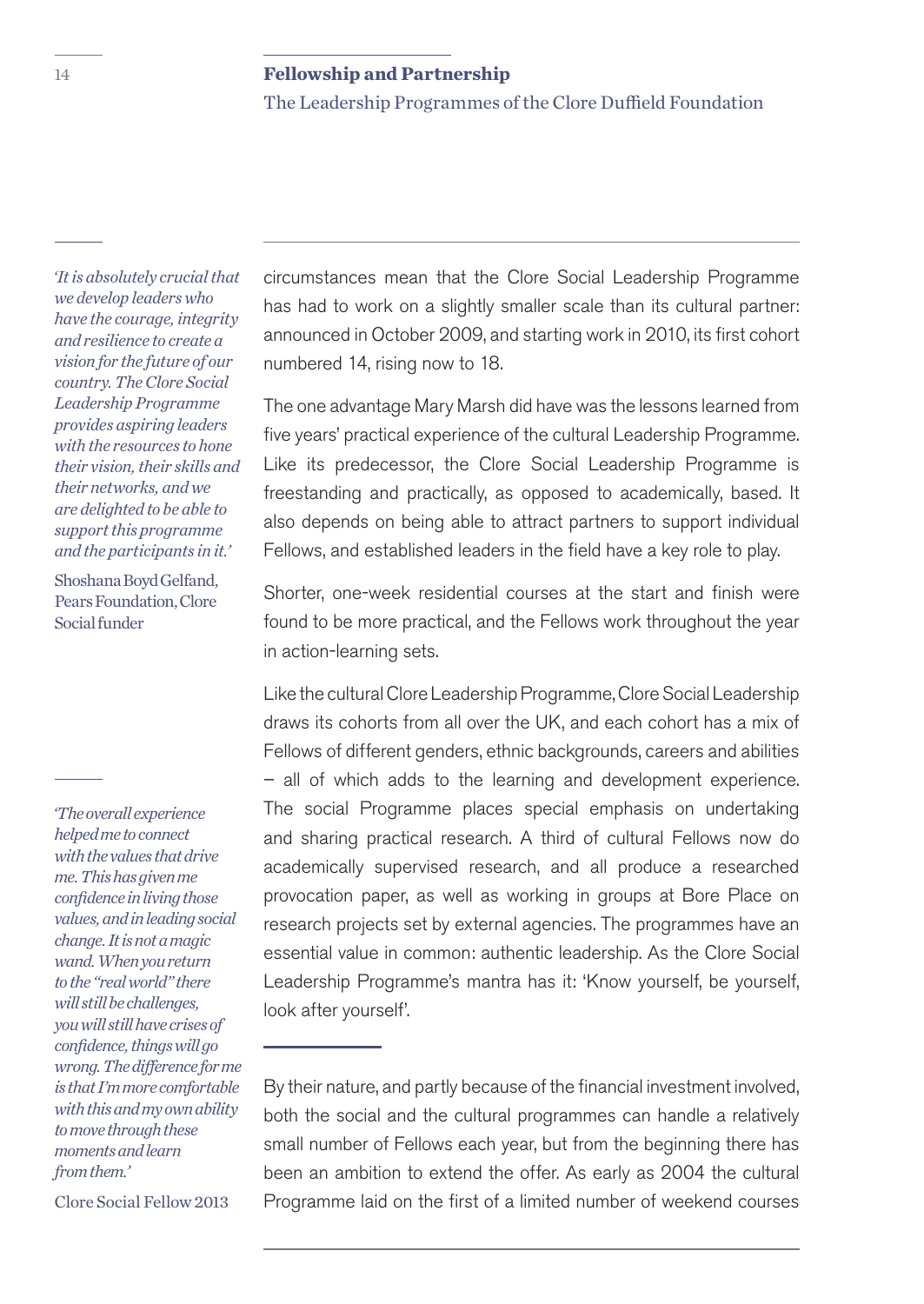circumstances mean that the Clore Social Leadership Programme has had to work on a slightly smaller scale than its cultural partner: announced in October 2009, and starting work in 2010, its first cohort numbered 14, rising now to 18.

*'It is absolutely crucial that we develop leaders who have the courage, integrity and resilience to create a vision for the future of our country. The Clore Social Leadership Programme provides aspiring leaders with the resources to hone their vision, their skills and their networks, and we are delighted to be able to support this programme and the participants in it.'*

Shoshana Boyd Gelfand, Pears Foundation, Clore Social funder

The one advantage Mary Marsh did have was the lessons learned from five years' practical experience of the cultural Leadership Programme. Like its predecessor, the Clore Social Leadership Programme is freestanding and practically, as opposed to academically, based. It also depends on being able to attract partners to support individual Fellows, and established leaders in the field have a key role to play.

Shorter, one-week residential courses at the start and finish were found to be more practical, and the Fellows work throughout the year in action-learning sets.

Like the cultural Clore Leadership Programme, Clore Social Leadership draws its cohorts from all over the UK, and each cohort has a mix of Fellows of different genders, ethnic backgrounds, careers and abilities – all of which adds to the learning and development experience. The social Programme places special emphasis on undertaking and sharing practical research. A third of cultural Fellows now do academically supervised research, and all produce a researched provocation paper, as well as working in groups at Bore Place on research projects set by external agencies. The programmes have an essential value in common: authentic leadership. As the Clore Social Leadership Programme's mantra has it: 'Know yourself, be yourself, look after yourself'.

*'The overall experience helped me to connect with the values that drive me. This has given me confidence in living those values, and in leading social change. It is not a magic wand. When you return to the "real world" there will still be challenges, you will still have crises of confidence, things will go wrong. The difference for me is that I'm more comfortable with this and my own ability to move through these moments and learn from them.'*

Clore Social Fellow 2013

By their nature, and partly because of the financial investment involved, both the social and the cultural programmes can handle a relatively small number of Fellows each year, but from the beginning there has been an ambition to extend the offer. As early as 2004 the cultural Programme laid on the first of a limited number of weekend courses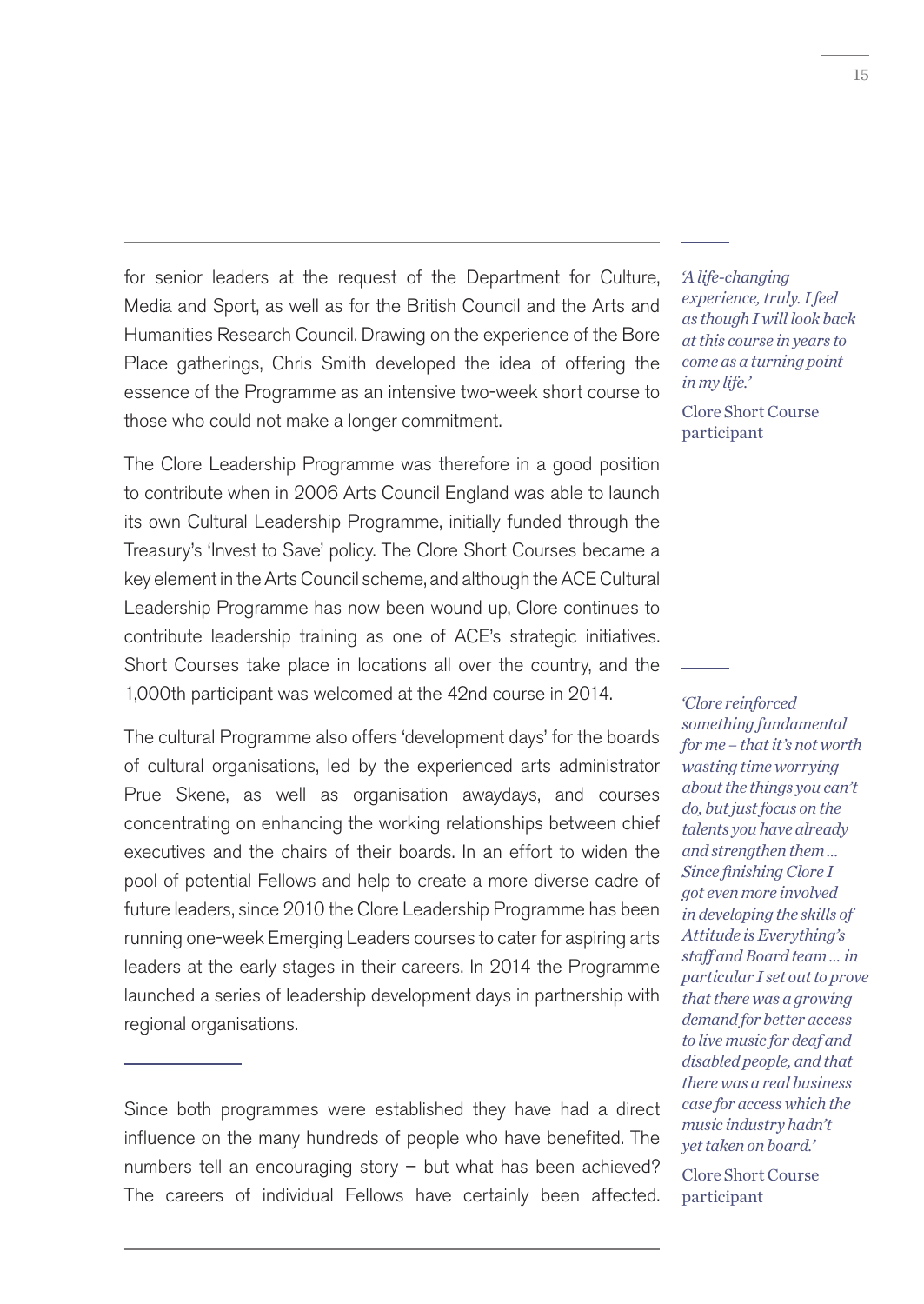for senior leaders at the request of the Department for Culture, Media and Sport, as well as for the British Council and the Arts and Humanities Research Council. Drawing on the experience of the Bore Place gatherings, Chris Smith developed the idea of offering the essence of the Programme as an intensive two-week short course to those who could not make a longer commitment.

*'A life-changing experience, truly. I feel as though I will look back at this course in years to come as a turning point in my life.'*

Clore Short Course participant

The Clore Leadership Programme was therefore in a good position to contribute when in 2006 Arts Council England was able to launch its own Cultural Leadership Programme, initially funded through the Treasury's 'Invest to Save' policy. The Clore Short Courses became a key element in the Arts Council scheme, and although the ACE Cultural Leadership Programme has now been wound up, Clore continues to contribute leadership training as one of ACE's strategic initiatives. Short Courses take place in locations all over the country, and the 1,000th participant was welcomed at the 42nd course in 2014.

The cultural Programme also offers 'development days' for the boards of cultural organisations, led by the experienced arts administrator Prue Skene, as well as organisation awaydays, and courses concentrating on enhancing the working relationships between chief executives and the chairs of their boards. In an effort to widen the pool of potential Fellows and help to create a more diverse cadre of future leaders, since 2010 the Clore Leadership Programme has been running one-week Emerging Leaders courses to cater for aspiring arts leaders at the early stages in their careers. In 2014 the Programme launched a series of leadership development days in partnership with regional organisations.

*'Clore reinforced something fundamental for me – that it's not worth wasting time worrying about the things you can't do, but just focus on the talents you have already and strengthen them ... Since finishing Clore I got even more involved in developing the skills of Attitude is Everything's staff and Board team ... in particular I set out to prove that there was a growing demand for better access to live music for deaf and disabled people, and that there was a real business case for access which the music industry hadn't yet taken on board.'*

Clore Short Course participant

Since both programmes were established they have had a direct influence on the many hundreds of people who have benefited. The numbers tell an encouraging story – but what has been achieved? The careers of individual Fellows have certainly been affected.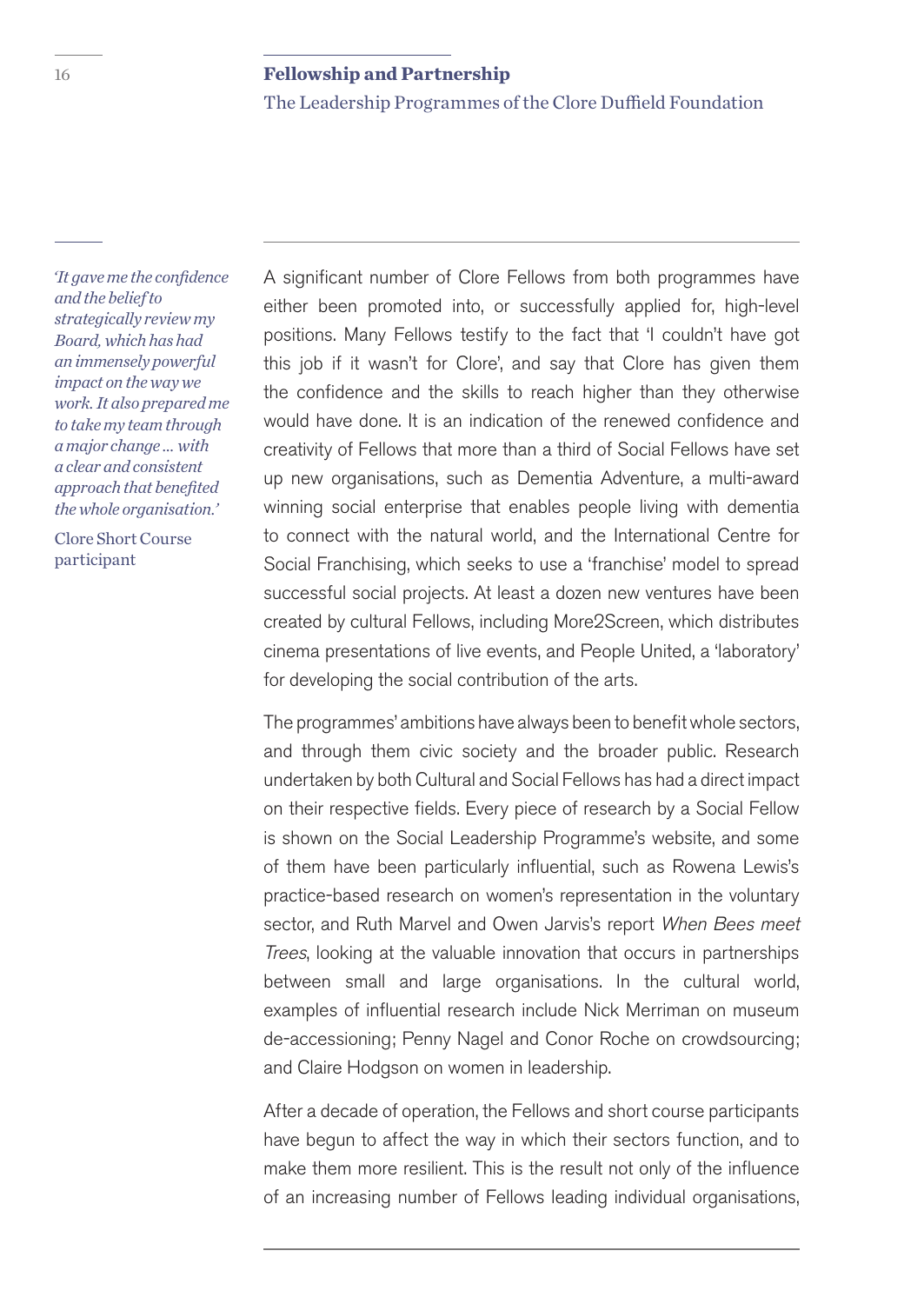*'It gave me the confidence and the belief to strategically review my Board, which has had an immensely powerful impact on the way we work. It also prepared me to take my team through a major change ... with a clear and consistent approach that benefited the whole organisation.'*

Clore Short Course participant

A significant number of Clore Fellows from both programmes have either been promoted into, or successfully applied for, high-level positions. Many Fellows testify to the fact that 'I couldn't have got this job if it wasn't for Clore', and say that Clore has given them the confidence and the skills to reach higher than they otherwise would have done. It is an indication of the renewed confidence and creativity of Fellows that more than a third of Social Fellows have set up new organisations, such as Dementia Adventure, a multi-award winning social enterprise that enables people living with dementia to connect with the natural world, and the International Centre for Social Franchising, which seeks to use a 'franchise' model to spread successful social projects. At least a dozen new ventures have been created by cultural Fellows, including More2Screen, which distributes cinema presentations of live events, and People United, a 'laboratory' for developing the social contribution of the arts.

The programmes' ambitions have always been to benefit whole sectors, and through them civic society and the broader public. Research undertaken by both Cultural and Social Fellows has had a direct impact on their respective fields. Every piece of research by a Social Fellow is shown on the Social Leadership Programme's website, and some of them have been particularly influential, such as Rowena Lewis's practice-based research on women's representation in the voluntary sector, and Ruth Marvel and Owen Jarvis's report *When Bees meet Trees*, looking at the valuable innovation that occurs in partnerships between small and large organisations. In the cultural world, examples of influential research include Nick Merriman on museum de-accessioning; Penny Nagel and Conor Roche on crowdsourcing; and Claire Hodgson on women in leadership.

After a decade of operation, the Fellows and short course participants have begun to affect the way in which their sectors function, and to make them more resilient. This is the result not only of the influence of an increasing number of Fellows leading individual organisations,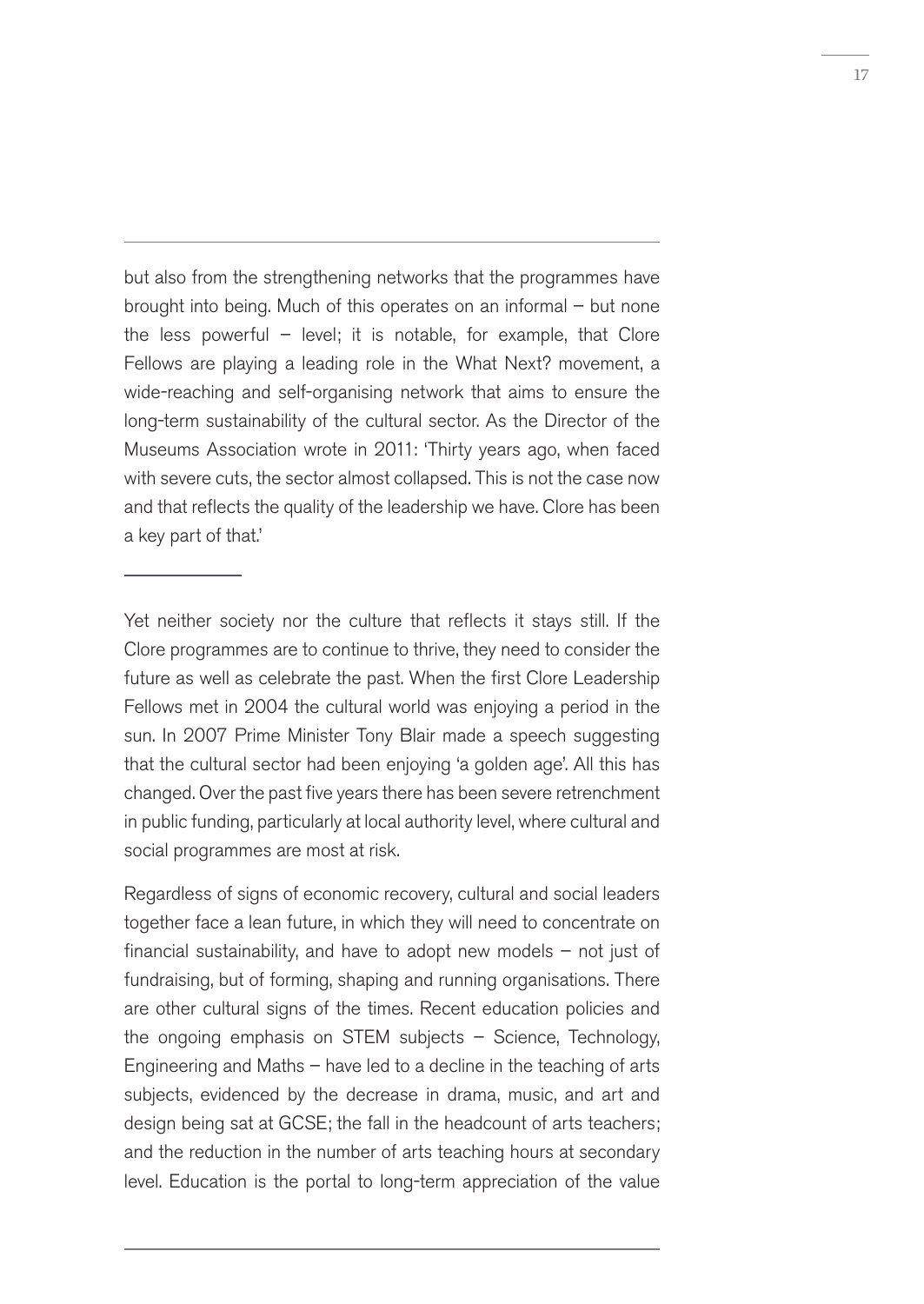but also from the strengthening networks that the programmes have brought into being. Much of this operates on an informal – but none the less powerful – level; it is notable, for example, that Clore Fellows are playing a leading role in the What Next? movement, a wide-reaching and self-organising network that aims to ensure the long-term sustainability of the cultural sector. As the Director of the Museums Association wrote in 2011: 'Thirty years ago, when faced with severe cuts, the sector almost collapsed. This is not the case now and that reflects the quality of the leadership we have. Clore has been a key part of that.'

---

Yet neither society nor the culture that reflects it stays still. If the Clore programmes are to continue to thrive, they need to consider the future as well as celebrate the past. When the first Clore Leadership Fellows met in 2004 the cultural world was enjoying a period in the sun. In 2007 Prime Minister Tony Blair made a speech suggesting that the cultural sector had been enjoying 'a golden age'. All this has changed. Over the past five years there has been severe retrenchment in public funding, particularly at local authority level, where cultural and social programmes are most at risk.

Regardless of signs of economic recovery, cultural and social leaders together face a lean future, in which they will need to concentrate on financial sustainability, and have to adopt new models – not just of fundraising, but of forming, shaping and running organisations. There are other cultural signs of the times. Recent education policies and the ongoing emphasis on STEM subjects – Science, Technology, Engineering and Maths – have led to a decline in the teaching of arts subjects, evidenced by the decrease in drama, music, and art and design being sat at GCSE; the fall in the headcount of arts teachers; and the reduction in the number of arts teaching hours at secondary level. Education is the portal to long-term appreciation of the value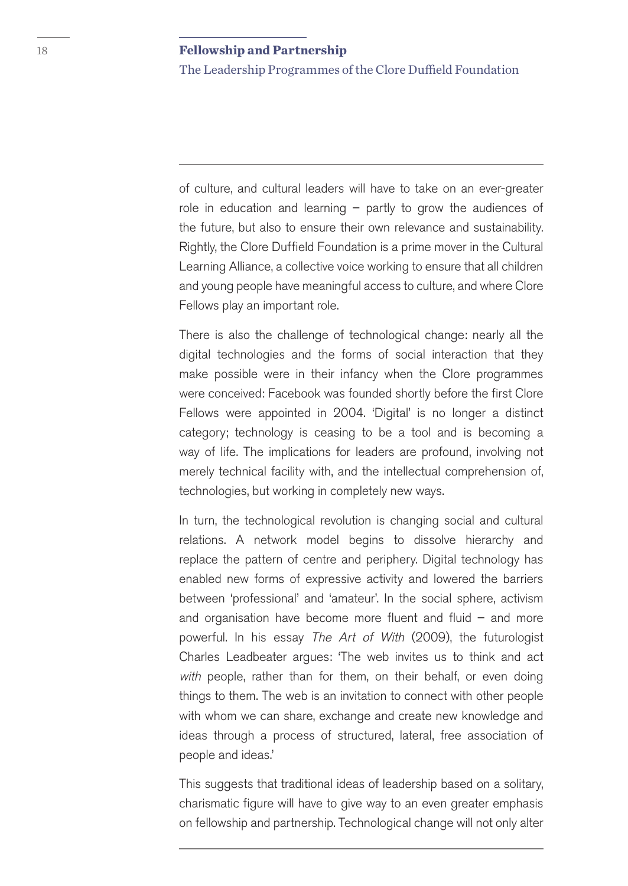of culture, and cultural leaders will have to take on an ever-greater role in education and learning – partly to grow the audiences of the future, but also to ensure their own relevance and sustainability. Rightly, the Clore Duffield Foundation is a prime mover in the Cultural Learning Alliance, a collective voice working to ensure that all children and young people have meaningful access to culture, and where Clore Fellows play an important role.

There is also the challenge of technological change: nearly all the digital technologies and the forms of social interaction that they make possible were in their infancy when the Clore programmes were conceived: Facebook was founded shortly before the first Clore Fellows were appointed in 2004. 'Digital' is no longer a distinct category; technology is ceasing to be a tool and is becoming a way of life. The implications for leaders are profound, involving not merely technical facility with, and the intellectual comprehension of, technologies, but working in completely new ways.

In turn, the technological revolution is changing social and cultural relations. A network model begins to dissolve hierarchy and replace the pattern of centre and periphery. Digital technology has enabled new forms of expressive activity and lowered the barriers between 'professional' and 'amateur'. In the social sphere, activism and organisation have become more fluent and fluid – and more powerful. In his essay *The Art of With* (2009), the futurologist Charles Leadbeater argues: 'The web invites us to think and act *with* people, rather than for them, on their behalf, or even doing things to them. The web is an invitation to connect with other people with whom we can share, exchange and create new knowledge and ideas through a process of structured, lateral, free association of people and ideas.'

This suggests that traditional ideas of leadership based on a solitary, charismatic figure will have to give way to an even greater emphasis on fellowship and partnership. Technological change will not only alter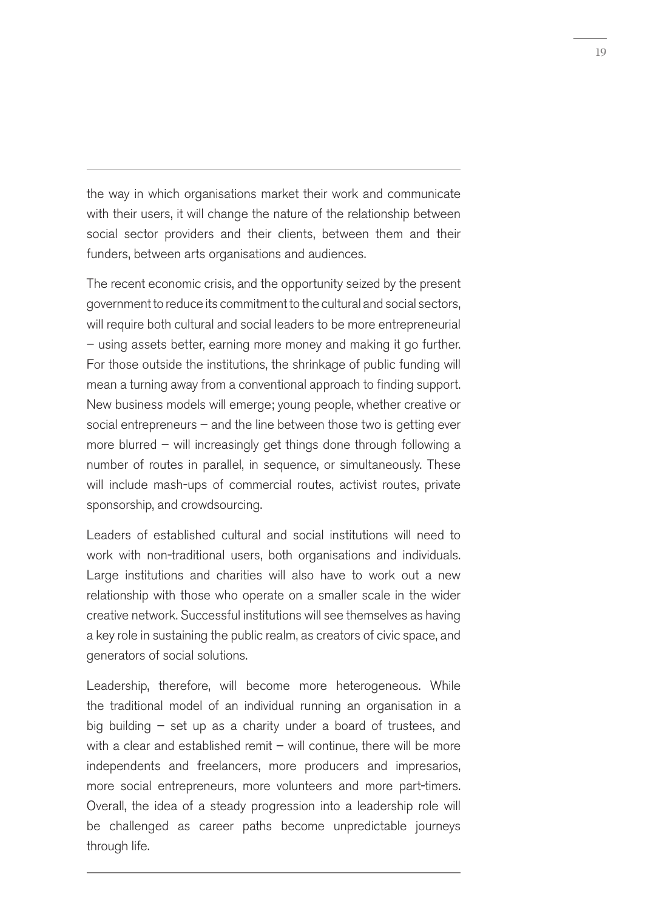the way in which organisations market their work and communicate with their users, it will change the nature of the relationship between social sector providers and their clients, between them and their funders, between arts organisations and audiences.

The recent economic crisis, and the opportunity seized by the present government to reduce its commitment to the cultural and social sectors, will require both cultural and social leaders to be more entrepreneurial – using assets better, earning more money and making it go further. For those outside the institutions, the shrinkage of public funding will mean a turning away from a conventional approach to finding support. New business models will emerge; young people, whether creative or social entrepreneurs – and the line between those two is getting ever more blurred – will increasingly get things done through following a number of routes in parallel, in sequence, or simultaneously. These will include mash-ups of commercial routes, activist routes, private sponsorship, and crowdsourcing.

Leaders of established cultural and social institutions will need to work with non-traditional users, both organisations and individuals. Large institutions and charities will also have to work out a new relationship with those who operate on a smaller scale in the wider creative network. Successful institutions will see themselves as having a key role in sustaining the public realm, as creators of civic space, and generators of social solutions.

Leadership, therefore, will become more heterogeneous. While the traditional model of an individual running an organisation in a big building – set up as a charity under a board of trustees, and with a clear and established remit – will continue, there will be more independents and freelancers, more producers and impresarios, more social entrepreneurs, more volunteers and more part-timers. Overall, the idea of a steady progression into a leadership role will be challenged as career paths become unpredictable journeys through life.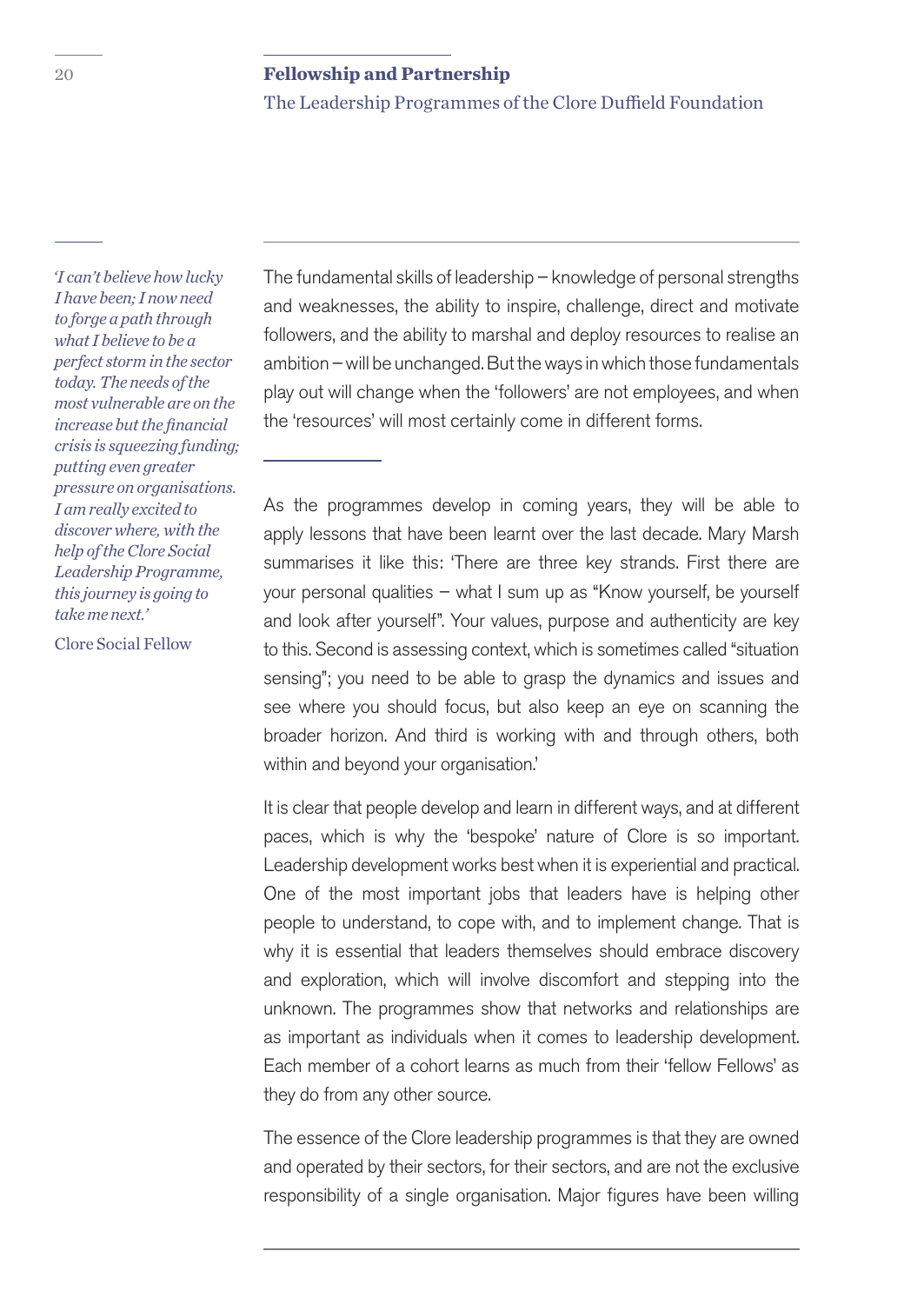*'I can't believe how lucky I have been; I now need to forge a path through what I believe to be a perfect storm in the sector today. The needs of the most vulnerable are on the increase but the financial crisis is squeezing funding; putting even greater pressure on organisations. I am really excited to discover where, with the help of the Clore Social Leadership Programme, this journey is going to take me next.'*

Clore Social Fellow

The fundamental skills of leadership – knowledge of personal strengths and weaknesses, the ability to inspire, challenge, direct and motivate followers, and the ability to marshal and deploy resources to realise an ambition – will be unchanged. But the ways in which those fundamentals play out will change when the 'followers' are not employees, and when the 'resources' will most certainly come in different forms.

As the programmes develop in coming years, they will be able to apply lessons that have been learnt over the last decade. Mary Marsh summarises it like this: 'There are three key strands. First there are your personal qualities – what I sum up as "Know yourself, be yourself and look after yourself". Your values, purpose and authenticity are key to this. Second is assessing context, which is sometimes called "situation sensing"; you need to be able to grasp the dynamics and issues and see where you should focus, but also keep an eye on scanning the broader horizon. And third is working with and through others, both within and beyond your organisation.'

It is clear that people develop and learn in different ways, and at different paces, which is why the 'bespoke' nature of Clore is so important. Leadership development works best when it is experiential and practical. One of the most important jobs that leaders have is helping other people to understand, to cope with, and to implement change. That is why it is essential that leaders themselves should embrace discovery and exploration, which will involve discomfort and stepping into the unknown. The programmes show that networks and relationships are as important as individuals when it comes to leadership development. Each member of a cohort learns as much from their 'fellow Fellows' as they do from any other source.

The essence of the Clore leadership programmes is that they are owned and operated by their sectors, for their sectors, and are not the exclusive responsibility of a single organisation. Major figures have been willing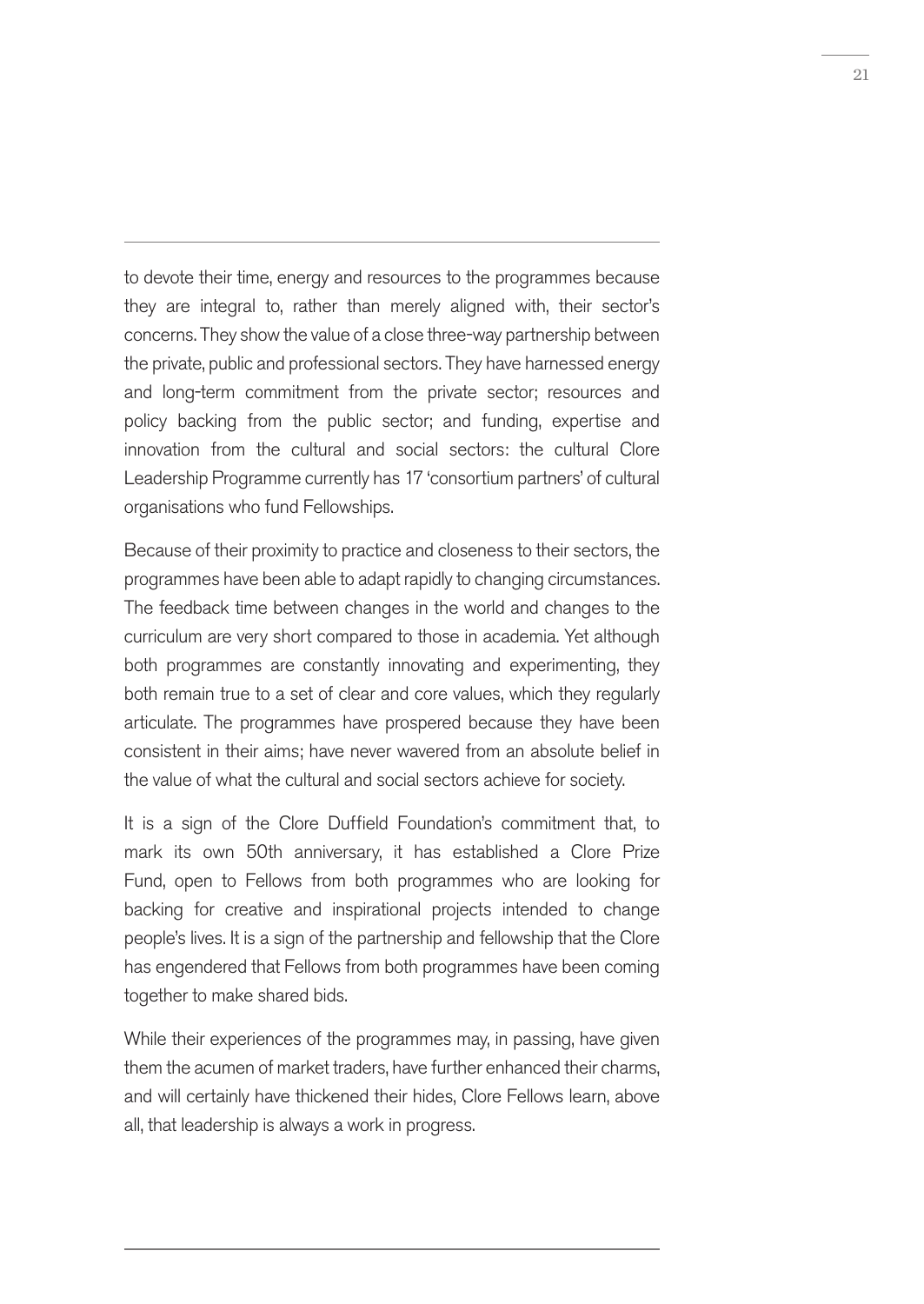to devote their time, energy and resources to the programmes because they are integral to, rather than merely aligned with, their sector's concerns. They show the value of a close three-way partnership between the private, public and professional sectors. They have harnessed energy and long-term commitment from the private sector; resources and policy backing from the public sector; and funding, expertise and innovation from the cultural and social sectors: the cultural Clore Leadership Programme currently has 17 'consortium partners' of cultural organisations who fund Fellowships.

Because of their proximity to practice and closeness to their sectors, the programmes have been able to adapt rapidly to changing circumstances. The feedback time between changes in the world and changes to the curriculum are very short compared to those in academia. Yet although both programmes are constantly innovating and experimenting, they both remain true to a set of clear and core values, which they regularly articulate. The programmes have prospered because they have been consistent in their aims; have never wavered from an absolute belief in the value of what the cultural and social sectors achieve for society.

It is a sign of the Clore Duffield Foundation's commitment that, to mark its own 50th anniversary, it has established a Clore Prize Fund, open to Fellows from both programmes who are looking for backing for creative and inspirational projects intended to change people's lives. It is a sign of the partnership and fellowship that the Clore has engendered that Fellows from both programmes have been coming together to make shared bids.

While their experiences of the programmes may, in passing, have given them the acumen of market traders, have further enhanced their charms, and will certainly have thickened their hides, Clore Fellows learn, above all, that leadership is always a work in progress.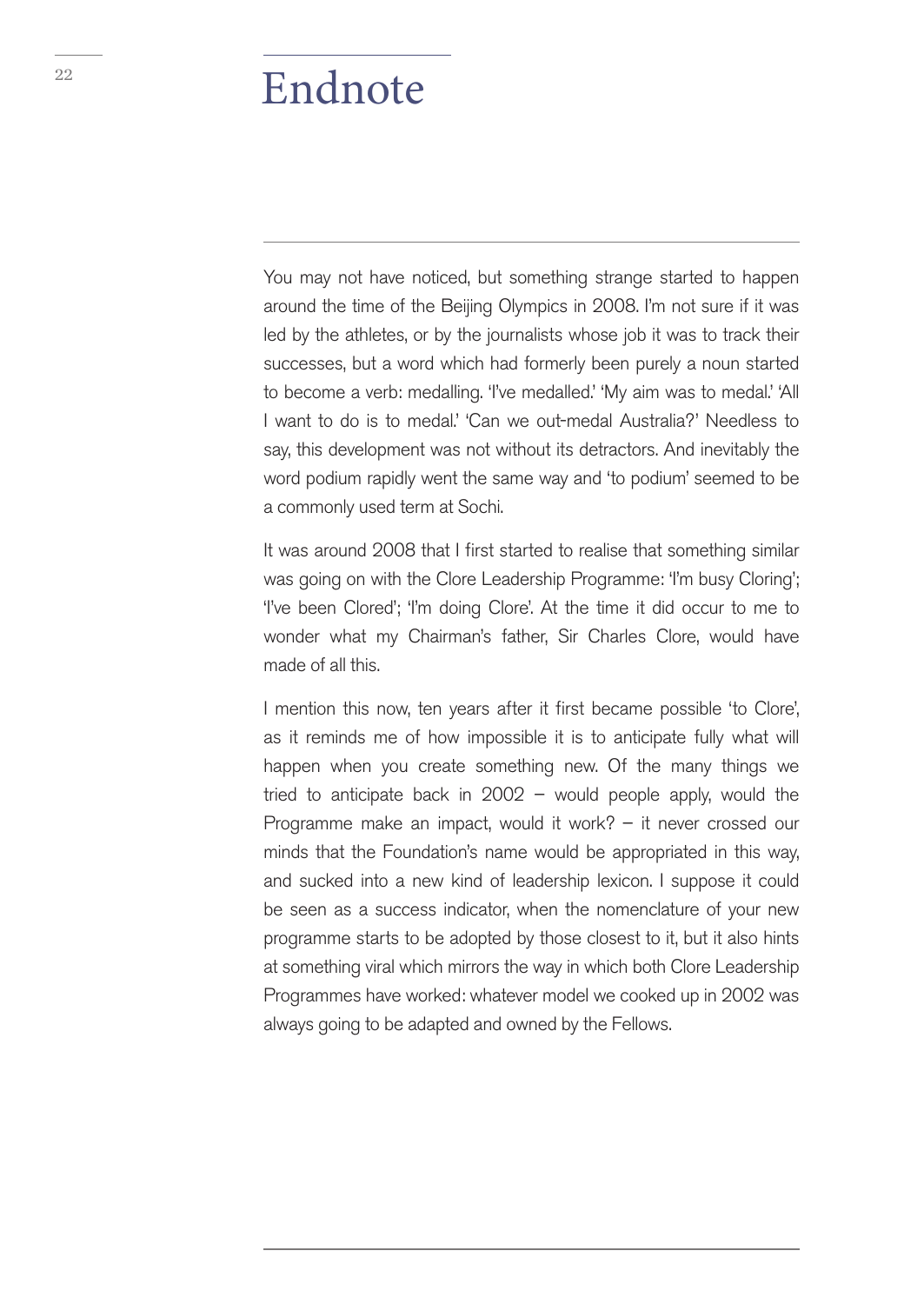# Endnote

You may not have noticed, but something strange started to happen around the time of the Beijing Olympics in 2008. I'm not sure if it was led by the athletes, or by the journalists whose job it was to track their successes, but a word which had formerly been purely a noun started to become a verb: medalling. 'I've medalled.' 'My aim was to medal.' 'All I want to do is to medal.' 'Can we out-medal Australia?' Needless to say, this development was not without its detractors. And inevitably the word podium rapidly went the same way and 'to podium' seemed to be a commonly used term at Sochi.

It was around 2008 that I first started to realise that something similar was going on with the Clore Leadership Programme: 'I'm busy Cloring'; 'I've been Clored'; 'I'm doing Clore'. At the time it did occur to me to wonder what my Chairman's father, Sir Charles Clore, would have made of all this.

I mention this now, ten years after it first became possible 'to Clore', as it reminds me of how impossible it is to anticipate fully what will happen when you create something new. Of the many things we tried to anticipate back in 2002 – would people apply, would the Programme make an impact, would it work? – it never crossed our minds that the Foundation's name would be appropriated in this way, and sucked into a new kind of leadership lexicon. I suppose it could be seen as a success indicator, when the nomenclature of your new programme starts to be adopted by those closest to it, but it also hints at something viral which mirrors the way in which both Clore Leadership Programmes have worked: whatever model we cooked up in 2002 was always going to be adapted and owned by the Fellows.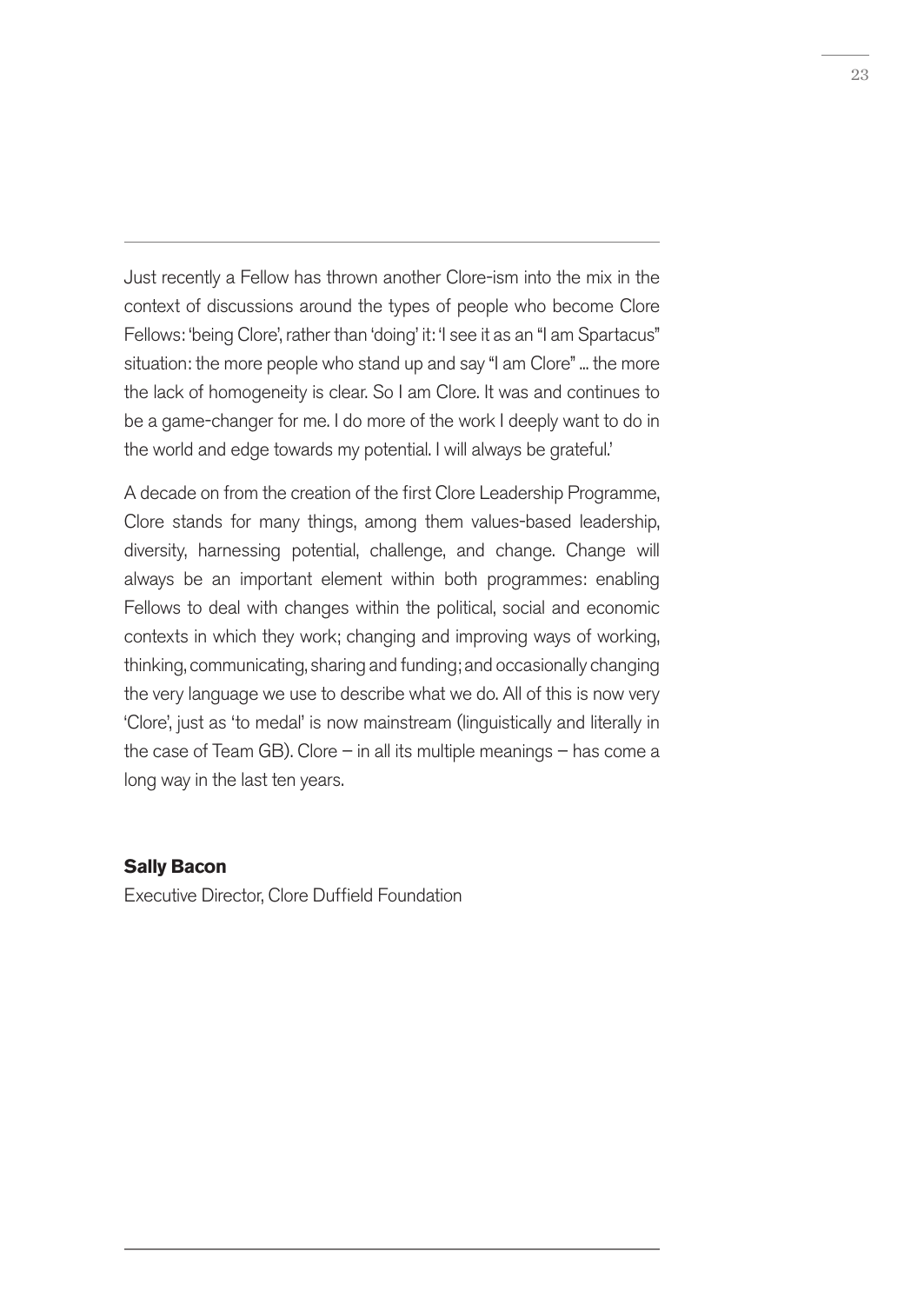Just recently a Fellow has thrown another Clore-ism into the mix in the context of discussions around the types of people who become Clore Fellows: 'being Clore', rather than 'doing' it: 'I see it as an "I am Spartacus" situation: the more people who stand up and say "I am Clore" ... the more the lack of homogeneity is clear. So I am Clore. It was and continues to be a game-changer for me. I do more of the work I deeply want to do in the world and edge towards my potential. I will always be grateful.'

A decade on from the creation of the first Clore Leadership Programme, Clore stands for many things, among them values-based leadership, diversity, harnessing potential, challenge, and change. Change will always be an important element within both programmes: enabling Fellows to deal with changes within the political, social and economic contexts in which they work; changing and improving ways of working, thinking, communicating, sharing and funding; and occasionally changing the very language we use to describe what we do. All of this is now very 'Clore', just as 'to medal' is now mainstream (linguistically and literally in the case of Team GB). Clore – in all its multiple meanings – has come a long way in the last ten years.

**Sally Bacon**
Executive Director, Clore Duffield Foundation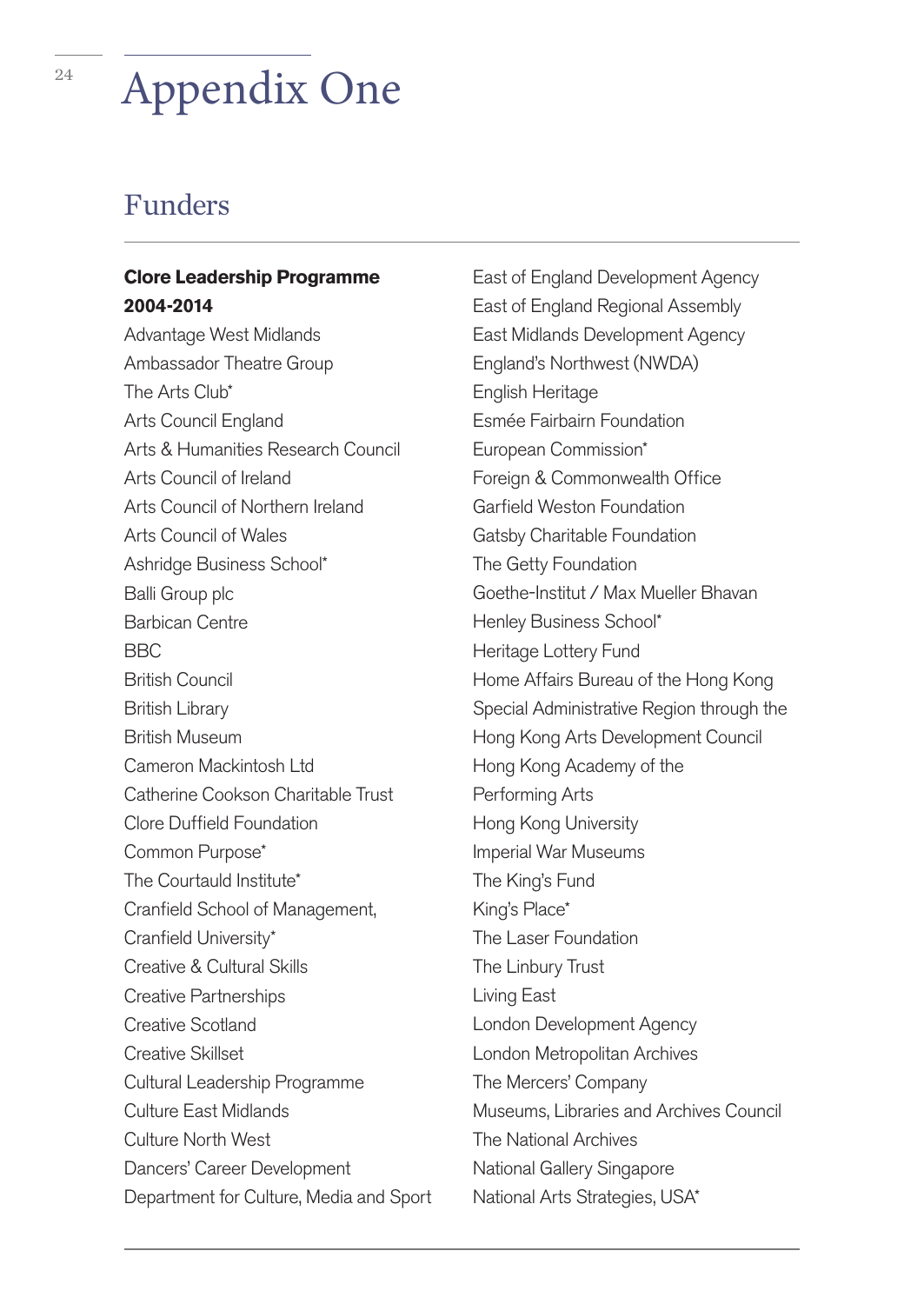# Appendix One

## Funders

**Clore Leadership Programme 2004-2014**

Advantage West Midlands
Ambassador Theatre Group
The Arts Club*
Arts Council England
Arts & Humanities Research Council
Arts Council of Ireland
Arts Council of Northern Ireland
Arts Council of Wales
Ashridge Business School*
Balli Group plc
Barbican Centre
BBC
British Council
British Library
British Museum
Cameron Mackintosh Ltd
Catherine Cookson Charitable Trust
Clore Duffield Foundation
Common Purpose*
The Courtauld Institute*
Cranfield School of Management, Cranfield University*
Creative & Cultural Skills
Creative Partnerships
Creative Scotland
Creative Skillset
Cultural Leadership Programme
Culture East Midlands
Culture North West
Dancers' Career Development
Department for Culture, Media and Sport
East of England Development Agency
East of England Regional Assembly
East Midlands Development Agency
England's Northwest (NWDA)
English Heritage
Esmée Fairbairn Foundation
European Commission*
Foreign & Commonwealth Office
Garfield Weston Foundation
Gatsby Charitable Foundation
The Getty Foundation
Goethe-Institut / Max Mueller Bhavan
Henley Business School*
Heritage Lottery Fund
Home Affairs Bureau of the Hong Kong Special Administrative Region through the Hong Kong Arts Development Council
Hong Kong Academy of the Performing Arts
Hong Kong University
Imperial War Museums
The King's Fund
King's Place*
The Laser Foundation
The Linbury Trust
Living East
London Development Agency
London Metropolitan Archives
The Mercers' Company
Museums, Libraries and Archives Council
The National Archives
National Gallery Singapore
National Arts Strategies, USA*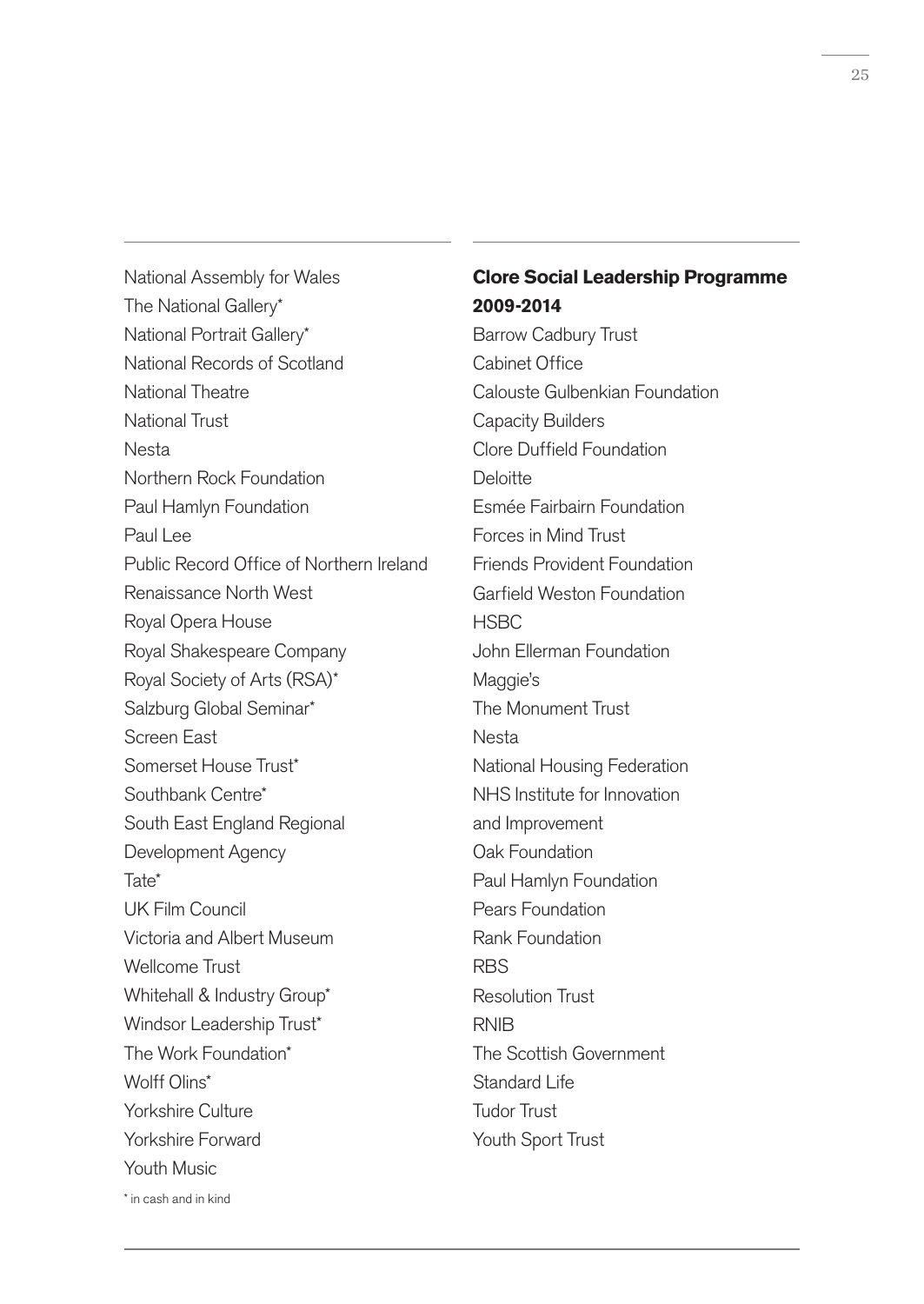National Assembly for Wales
The National Gallery*
National Portrait Gallery*
National Records of Scotland
National Theatre
National Trust
Nesta
Northern Rock Foundation
Paul Hamlyn Foundation
Paul Lee
Public Record Office of Northern Ireland
Renaissance North West
Royal Opera House
Royal Shakespeare Company
Royal Society of Arts (RSA)*
Salzburg Global Seminar*
Screen East
Somerset House Trust*
Southbank Centre*
South East England Regional Development Agency
Tate*
UK Film Council
Victoria and Albert Museum
Wellcome Trust
Whitehall & Industry Group*
Windsor Leadership Trust*
The Work Foundation*
Wolff Olins*
Yorkshire Culture
Yorkshire Forward
Youth Music

* in cash and in kind

**Clore Social Leadership Programme 2009-2014**

Barrow Cadbury Trust
Cabinet Office
Calouste Gulbenkian Foundation
Capacity Builders
Clore Duffield Foundation
Deloitte
Esmée Fairbairn Foundation
Forces in Mind Trust
Friends Provident Foundation
Garfield Weston Foundation
HSBC
John Ellerman Foundation
Maggie's
The Monument Trust
Nesta
National Housing Federation
NHS Institute for Innovation and Improvement
Oak Foundation
Paul Hamlyn Foundation
Pears Foundation
Rank Foundation
RBS
Resolution Trust
RNIB
The Scottish Government
Standard Life
Tudor Trust
Youth Sport Trust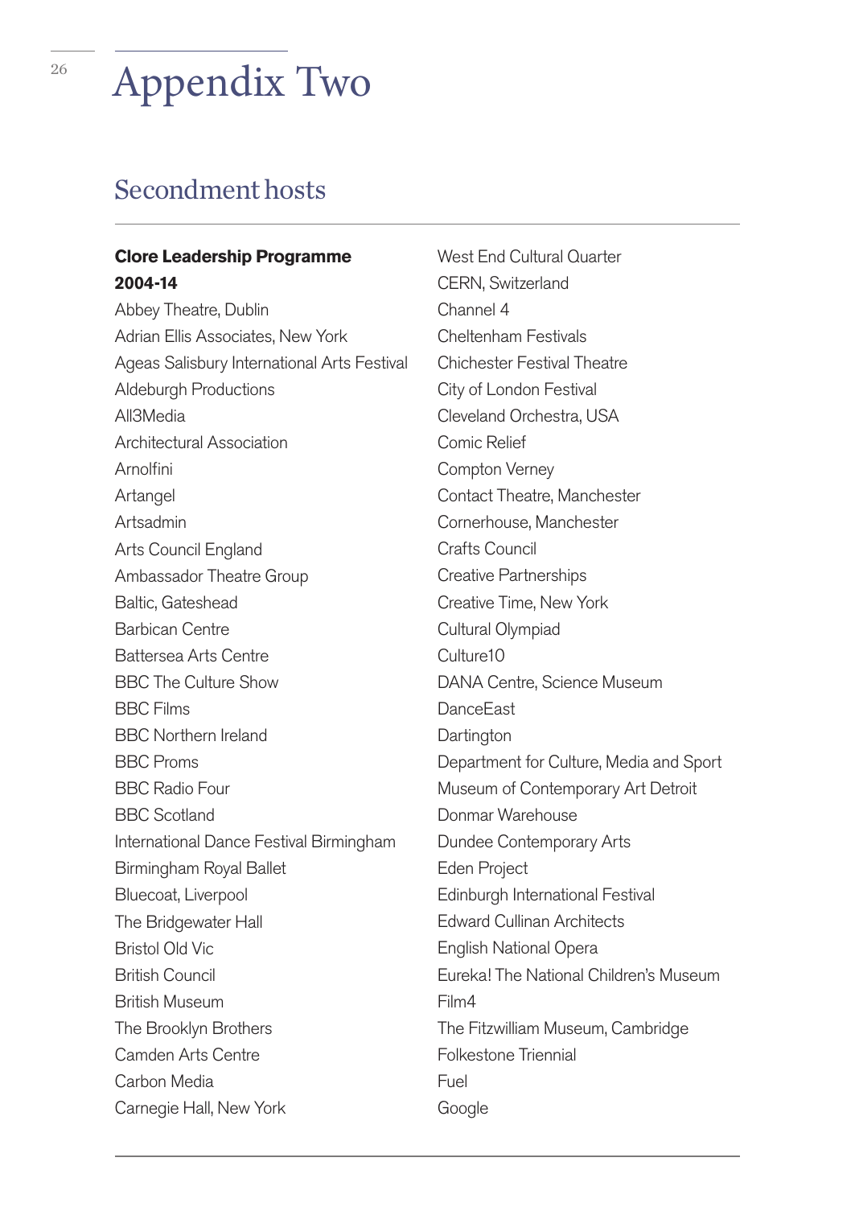# Appendix Two

## Secondment hosts

**Clore Leadership Programme 2004-14**

Abbey Theatre, Dublin
Adrian Ellis Associates, New York
Ageas Salisbury International Arts Festival
Aldeburgh Productions
All3Media
Architectural Association
Arnolfini
Artangel
Artsadmin
Arts Council England
Ambassador Theatre Group
Baltic, Gateshead
Barbican Centre
Battersea Arts Centre
BBC The Culture Show
BBC Films
BBC Northern Ireland
BBC Proms
BBC Radio Four
BBC Scotland
International Dance Festival Birmingham
Birmingham Royal Ballet
Bluecoat, Liverpool
The Bridgewater Hall
Bristol Old Vic
British Council
British Museum
The Brooklyn Brothers
Camden Arts Centre
Carbon Media
Carnegie Hall, New York
West End Cultural Quarter
CERN, Switzerland
Channel 4
Cheltenham Festivals
Chichester Festival Theatre
City of London Festival
Cleveland Orchestra, USA
Comic Relief
Compton Verney
Contact Theatre, Manchester
Cornerhouse, Manchester
Crafts Council
Creative Partnerships
Creative Time, New York
Cultural Olympiad
Culture10
DANA Centre, Science Museum
DanceEast
Dartington
Department for Culture, Media and Sport
Museum of Contemporary Art Detroit
Donmar Warehouse
Dundee Contemporary Arts
Eden Project
Edinburgh International Festival
Edward Cullinan Architects
English National Opera
Eureka! The National Children's Museum
Film4
The Fitzwilliam Museum, Cambridge
Folkestone Triennial
Fuel
Google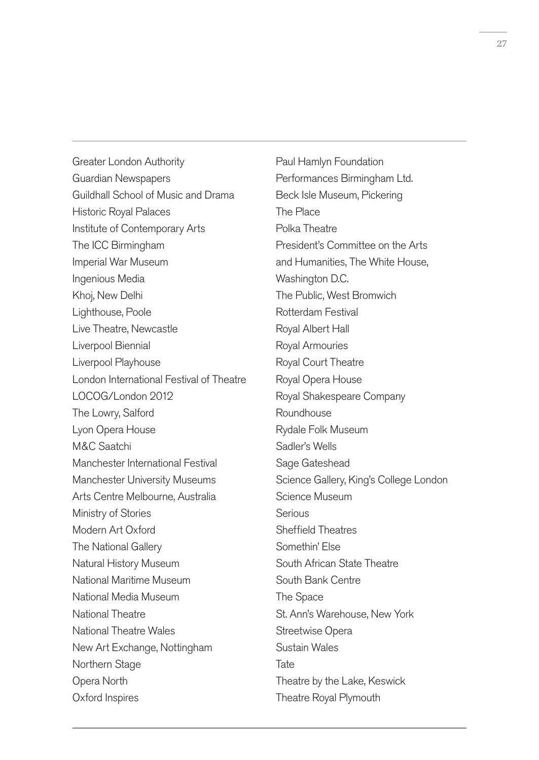Greater London Authority
Guardian Newspapers
Guildhall School of Music and Drama
Historic Royal Palaces
Institute of Contemporary Arts
The ICC Birmingham
Imperial War Museum
Ingenious Media
Khoj, New Delhi
Lighthouse, Poole
Live Theatre, Newcastle
Liverpool Biennial
Liverpool Playhouse
London International Festival of Theatre
LOCOG/London 2012
The Lowry, Salford
Lyon Opera House
M&C Saatchi
Manchester International Festival
Manchester University Museums
Arts Centre Melbourne, Australia
Ministry of Stories
Modern Art Oxford
The National Gallery
Natural History Museum
National Maritime Museum
National Media Museum
National Theatre
National Theatre Wales
New Art Exchange, Nottingham
Northern Stage
Opera North
Oxford Inspires
Paul Hamlyn Foundation
Performances Birmingham Ltd.
Beck Isle Museum, Pickering
The Place
Polka Theatre
President's Committee on the Arts and Humanities, The White House, Washington D.C.
The Public, West Bromwich
Rotterdam Festival
Royal Albert Hall
Royal Armouries
Royal Court Theatre
Royal Opera House
Royal Shakespeare Company
Roundhouse
Rydale Folk Museum
Sadler's Wells
Sage Gateshead
Science Gallery, King's College London
Science Museum
Serious
Sheffield Theatres
Somethin' Else
South African State Theatre
South Bank Centre
The Space
St. Ann's Warehouse, New York
Streetwise Opera
Sustain Wales
Tate
Theatre by the Lake, Keswick
Theatre Royal Plymouth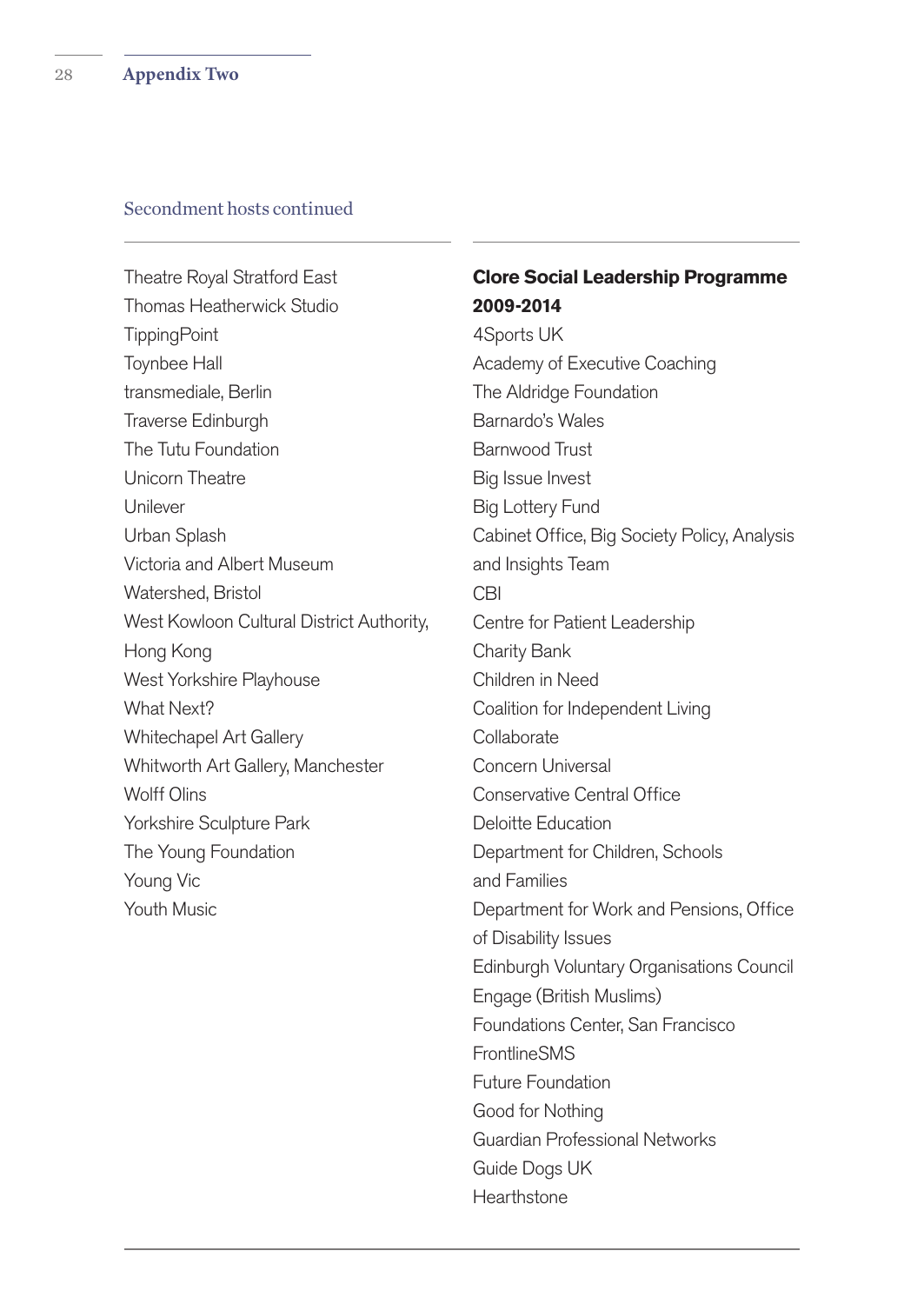Secondment hosts continued

Theatre Royal Stratford East
Thomas Heatherwick Studio
TippingPoint
Toynbee Hall
transmediale, Berlin
Traverse Edinburgh
The Tutu Foundation
Unicorn Theatre
Unilever
Urban Splash
Victoria and Albert Museum
Watershed, Bristol
West Kowloon Cultural District Authority, Hong Kong
West Yorkshire Playhouse
What Next?
Whitechapel Art Gallery
Whitworth Art Gallery, Manchester
Wolff Olins
Yorkshire Sculpture Park
The Young Foundation
Young Vic
Youth Music

**Clore Social Leadership Programme 2009-2014**

4Sports UK
Academy of Executive Coaching
The Aldridge Foundation
Barnardo's Wales
Barnwood Trust
Big Issue Invest
Big Lottery Fund
Cabinet Office, Big Society Policy, Analysis and Insights Team
CBI
Centre for Patient Leadership
Charity Bank
Children in Need
Coalition for Independent Living
Collaborate
Concern Universal
Conservative Central Office
Deloitte Education
Department for Children, Schools and Families
Department for Work and Pensions, Office of Disability Issues
Edinburgh Voluntary Organisations Council
Engage (British Muslims)
Foundations Center, San Francisco
FrontlineSMS
Future Foundation
Good for Nothing
Guardian Professional Networks
Guide Dogs UK
Hearthstone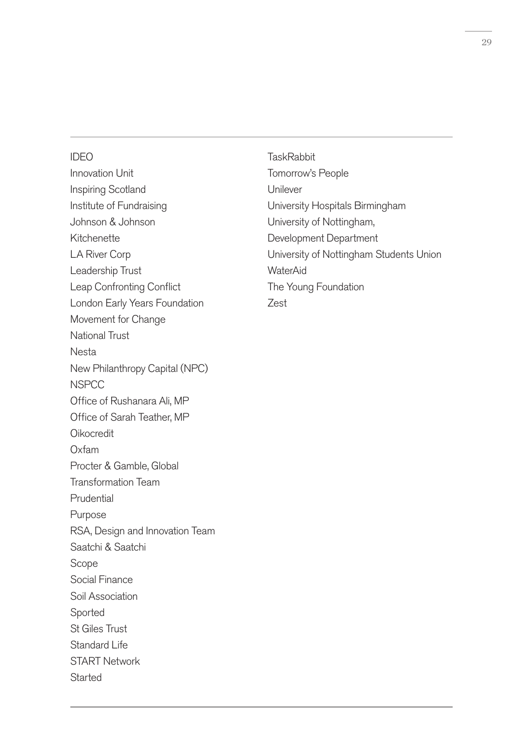IDEO
Innovation Unit
Inspiring Scotland
Institute of Fundraising
Johnson & Johnson
Kitchenette
LA River Corp
Leadership Trust
Leap Confronting Conflict
London Early Years Foundation
Movement for Change
National Trust
Nesta
New Philanthropy Capital (NPC)
NSPCC
Office of Rushanara Ali, MP
Office of Sarah Teather, MP
Oikocredit
Oxfam
Procter & Gamble, Global Transformation Team
Prudential
Purpose
RSA, Design and Innovation Team
Saatchi & Saatchi
Scope
Social Finance
Soil Association
Sported
St Giles Trust
Standard Life
START Network
Started
TaskRabbit
Tomorrow's People
Unilever
University Hospitals Birmingham
University of Nottingham, Development Department
University of Nottingham Students Union
WaterAid
The Young Foundation
Zest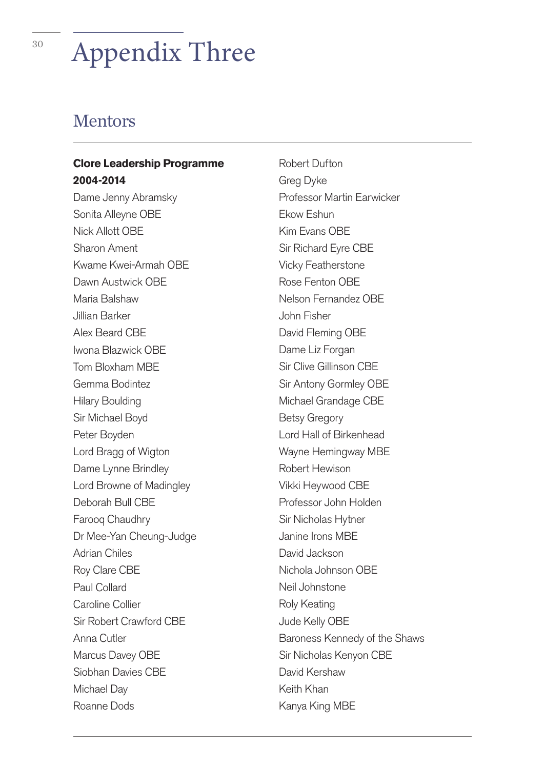# Appendix Three

## Mentors

**Clore Leadership Programme 2004-2014**

Dame Jenny Abramsky
Sonita Alleyne OBE
Nick Allott OBE
Sharon Ament
Kwame Kwei-Armah OBE
Dawn Austwick OBE
Maria Balshaw
Jillian Barker
Alex Beard CBE
Iwona Blazwick OBE
Tom Bloxham MBE
Gemma Bodintez
Hilary Boulding
Sir Michael Boyd
Peter Boyden
Lord Bragg of Wigton
Dame Lynne Brindley
Lord Browne of Madingley
Deborah Bull CBE
Farooq Chaudhry
Dr Mee-Yan Cheung-Judge
Adrian Chiles
Roy Clare CBE
Paul Collard
Caroline Collier
Sir Robert Crawford CBE
Anna Cutler
Marcus Davey OBE
Siobhan Davies CBE
Michael Day
Roanne Dods
Robert Dufton
Greg Dyke
Professor Martin Earwicker
Ekow Eshun
Kim Evans OBE
Sir Richard Eyre CBE
Vicky Featherstone
Rose Fenton OBE
Nelson Fernandez OBE
John Fisher
David Fleming OBE
Dame Liz Forgan
Sir Clive Gillinson CBE
Sir Antony Gormley OBE
Michael Grandage CBE
Betsy Gregory
Lord Hall of Birkenhead
Wayne Hemingway MBE
Robert Hewison
Vikki Heywood CBE
Professor John Holden
Sir Nicholas Hytner
Janine Irons MBE
David Jackson
Nichola Johnson OBE
Neil Johnstone
Roly Keating
Jude Kelly OBE
Baroness Kennedy of the Shaws
Sir Nicholas Kenyon CBE
David Kershaw
Keith Khan
Kanya King MBE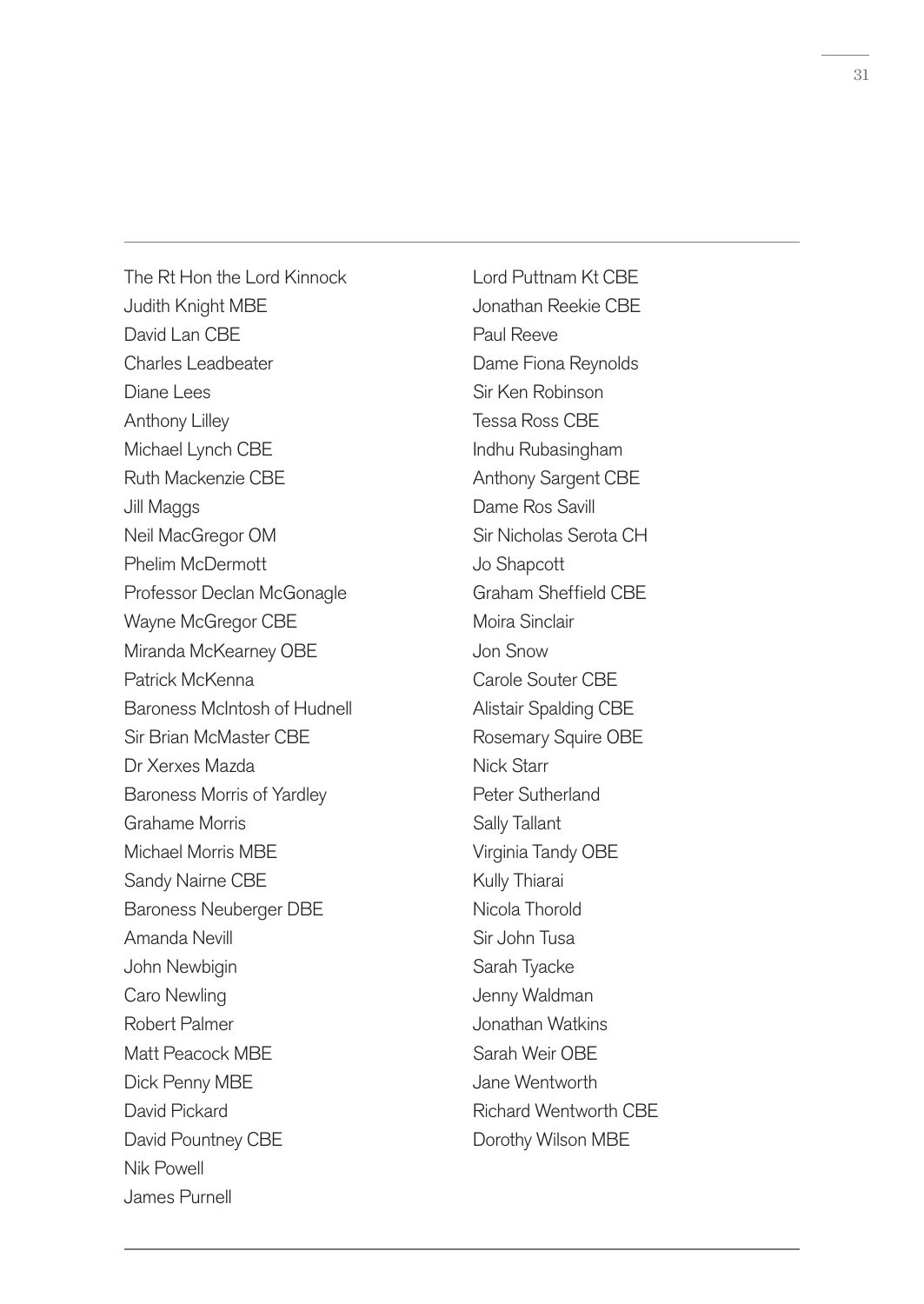The Rt Hon the Lord Kinnock
Judith Knight MBE
David Lan CBE
Charles Leadbeater
Diane Lees
Anthony Lilley
Michael Lynch CBE
Ruth Mackenzie CBE
Jill Maggs
Neil MacGregor OM
Phelim McDermott
Professor Declan McGonagle
Wayne McGregor CBE
Miranda McKearney OBE
Patrick McKenna
Baroness McIntosh of Hudnell
Sir Brian McMaster CBE
Dr Xerxes Mazda
Baroness Morris of Yardley
Grahame Morris
Michael Morris MBE
Sandy Nairne CBE
Baroness Neuberger DBE
Amanda Nevill
John Newbigin
Caro Newling
Robert Palmer
Matt Peacock MBE
Dick Penny MBE
David Pickard
David Pountney CBE
Nik Powell
James Purnell
Lord Puttnam Kt CBE
Jonathan Reekie CBE
Paul Reeve
Dame Fiona Reynolds
Sir Ken Robinson
Tessa Ross CBE
Indhu Rubasingham
Anthony Sargent CBE
Dame Ros Savill
Sir Nicholas Serota CH
Jo Shapcott
Graham Sheffield CBE
Moira Sinclair
Jon Snow
Carole Souter CBE
Alistair Spalding CBE
Rosemary Squire OBE
Nick Starr
Peter Sutherland
Sally Tallant
Virginia Tandy OBE
Kully Thiarai
Nicola Thorold
Sir John Tusa
Sarah Tyacke
Jenny Waldman
Jonathan Watkins
Sarah Weir OBE
Jane Wentworth
Richard Wentworth CBE
Dorothy Wilson MBE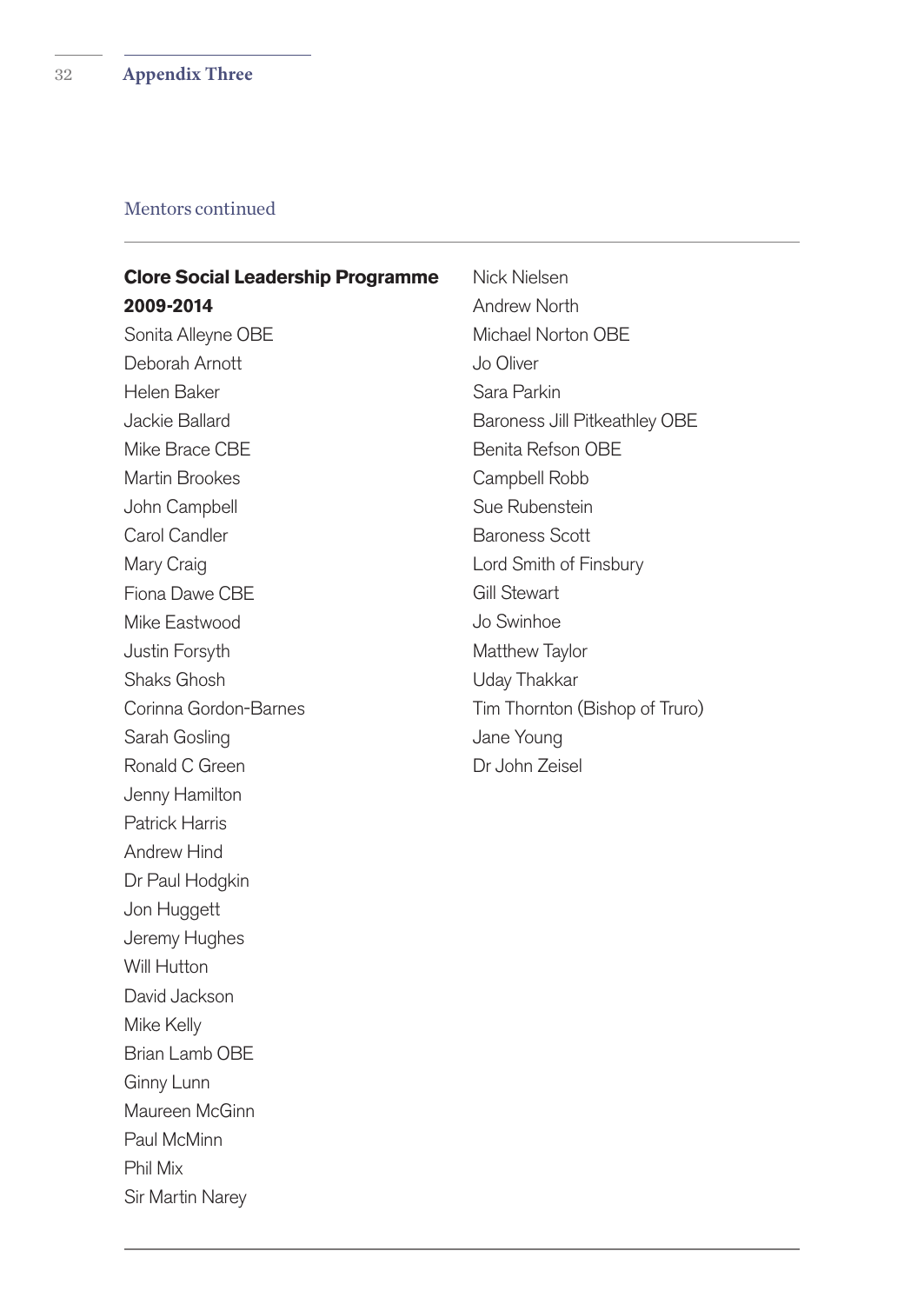## Appendix Three

Mentors continued

**Clore Social Leadership Programme 2009-2014**

Sonita Alleyne OBE
Deborah Arnott
Helen Baker
Jackie Ballard
Mike Brace CBE
Martin Brookes
John Campbell
Carol Candler
Mary Craig
Fiona Dawe CBE
Mike Eastwood
Justin Forsyth
Shaks Ghosh
Corinna Gordon-Barnes
Sarah Gosling
Ronald C Green
Jenny Hamilton
Patrick Harris
Andrew Hind
Dr Paul Hodgkin
Jon Huggett
Jeremy Hughes
Will Hutton
David Jackson
Mike Kelly
Brian Lamb OBE
Ginny Lunn
Maureen McGinn
Paul McMinn
Phil Mix
Sir Martin Narey
Nick Nielsen
Andrew North
Michael Norton OBE
Jo Oliver
Sara Parkin
Baroness Jill Pitkeathley OBE
Benita Refson OBE
Campbell Robb
Sue Rubenstein
Baroness Scott
Lord Smith of Finsbury
Gill Stewart
Jo Swinhoe
Matthew Taylor
Uday Thakkar
Tim Thornton (Bishop of Truro)
Jane Young
Dr John Zeisel